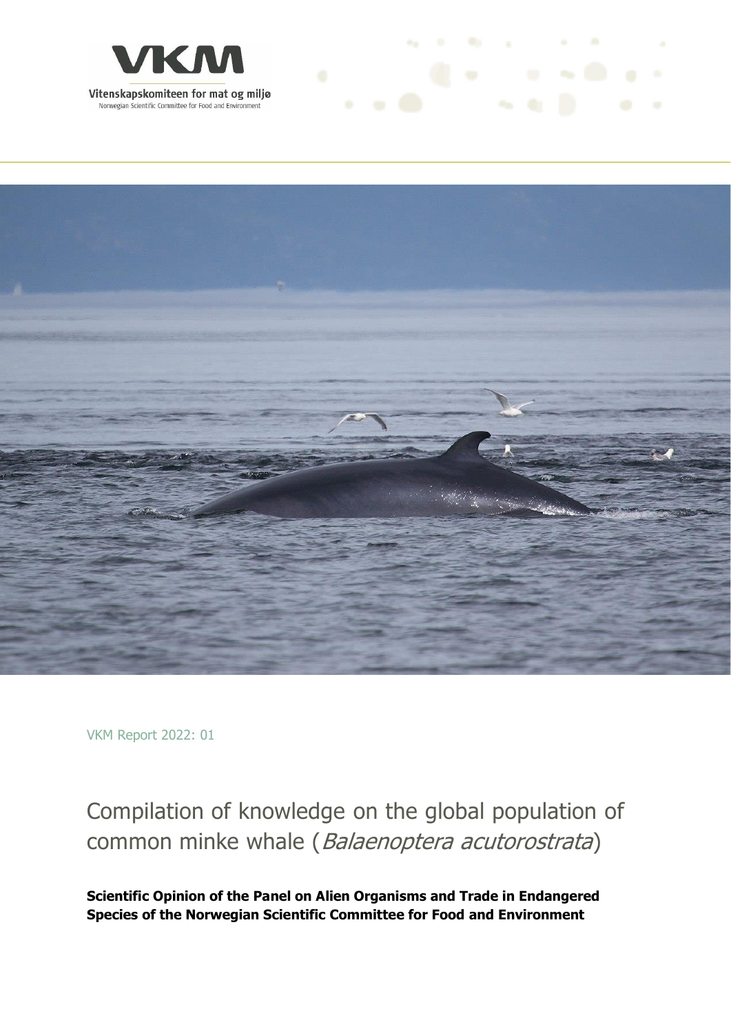VKM

Vitenskapskomiteen for mat og miljø

Norwegian Scientific Committee for Food and Environment

VKM Report 2022: 01

# Compilation of knowledge on the global population of common minke whale (*Balaenoptera acutorostrata*)

**Scientific Opinion of the Panel on Alien Organisms and Trade in Endangered Species of the Norwegian Scientific Committee for Food and Environment**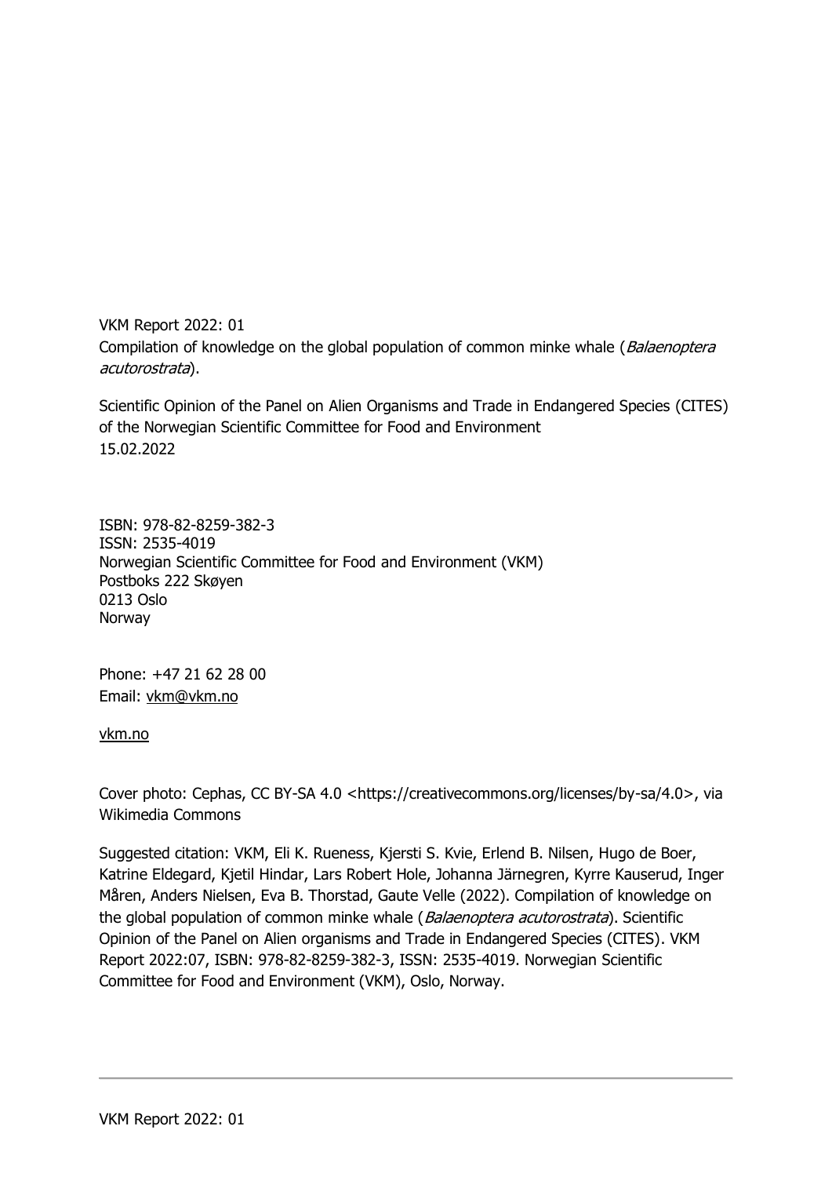VKM Report 2022: 01
Compilation of knowledge on the global population of common minke whale (*Balaenoptera acutorostrata*).

Scientific Opinion of the Panel on Alien Organisms and Trade in Endangered Species (CITES) of the Norwegian Scientific Committee for Food and Environment
15.02.2022

ISBN: 978-82-8259-382-3
ISSN: 2535-4019
Norwegian Scientific Committee for Food and Environment (VKM)
Postboks 222 Skøyen
0213 Oslo
Norway

Phone: +47 21 62 28 00
Email: vkm@vkm.no

vkm.no

Cover photo: Cephas, CC BY-SA 4.0 <https://creativecommons.org/licenses/by-sa/4.0>, via Wikimedia Commons

Suggested citation: VKM, Eli K. Rueness, Kjersti S. Kvie, Erlend B. Nilsen, Hugo de Boer, Katrine Eldegard, Kjetil Hindar, Lars Robert Hole, Johanna Järnegren, Kyrre Kauserud, Inger Måren, Anders Nielsen, Eva B. Thorstad, Gaute Velle (2022). Compilation of knowledge on the global population of common minke whale (*Balaenoptera acutorostrata*). Scientific Opinion of the Panel on Alien organisms and Trade in Endangered Species (CITES). VKM Report 2022:07, ISBN: 978-82-8259-382-3, ISSN: 2535-4019. Norwegian Scientific Committee for Food and Environment (VKM), Oslo, Norway.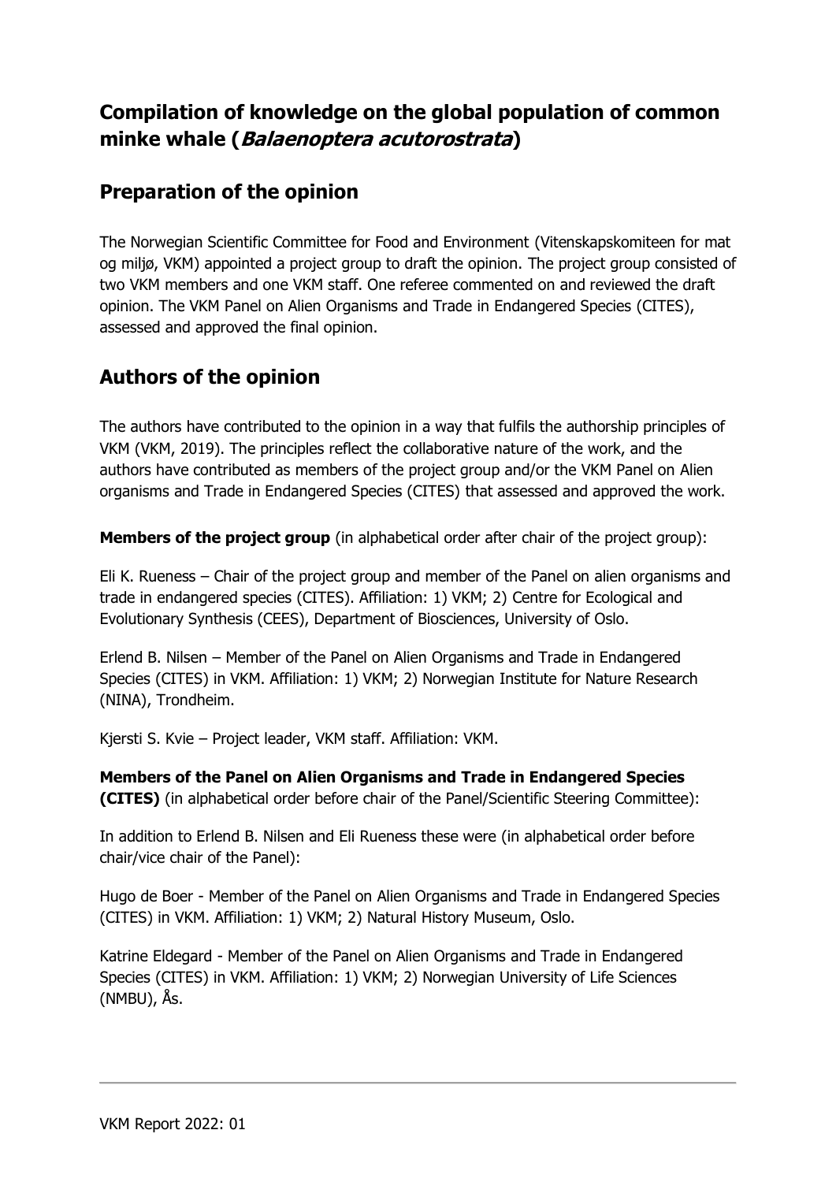## Compilation of knowledge on the global population of common minke whale (*Balaenoptera acutorostrata*)

## Preparation of the opinion

The Norwegian Scientific Committee for Food and Environment (Vitenskapskomiteen for mat og miljø, VKM) appointed a project group to draft the opinion. The project group consisted of two VKM members and one VKM staff. One referee commented on and reviewed the draft opinion. The VKM Panel on Alien Organisms and Trade in Endangered Species (CITES), assessed and approved the final opinion.

## Authors of the opinion

The authors have contributed to the opinion in a way that fulfils the authorship principles of VKM (VKM, 2019). The principles reflect the collaborative nature of the work, and the authors have contributed as members of the project group and/or the VKM Panel on Alien organisms and Trade in Endangered Species (CITES) that assessed and approved the work.

**Members of the project group** (in alphabetical order after chair of the project group):

Eli K. Rueness – Chair of the project group and member of the Panel on alien organisms and trade in endangered species (CITES). Affiliation: 1) VKM; 2) Centre for Ecological and Evolutionary Synthesis (CEES), Department of Biosciences, University of Oslo.

Erlend B. Nilsen – Member of the Panel on Alien Organisms and Trade in Endangered Species (CITES) in VKM. Affiliation: 1) VKM; 2) Norwegian Institute for Nature Research (NINA), Trondheim.

Kjersti S. Kvie – Project leader, VKM staff. Affiliation: VKM.

**Members of the Panel on Alien Organisms and Trade in Endangered Species (CITES)** (in alphabetical order before chair of the Panel/Scientific Steering Committee):

In addition to Erlend B. Nilsen and Eli Rueness these were (in alphabetical order before chair/vice chair of the Panel):

Hugo de Boer - Member of the Panel on Alien Organisms and Trade in Endangered Species (CITES) in VKM. Affiliation: 1) VKM; 2) Natural History Museum, Oslo.

Katrine Eldegard - Member of the Panel on Alien Organisms and Trade in Endangered Species (CITES) in VKM. Affiliation: 1) VKM; 2) Norwegian University of Life Sciences (NMBU), Ås.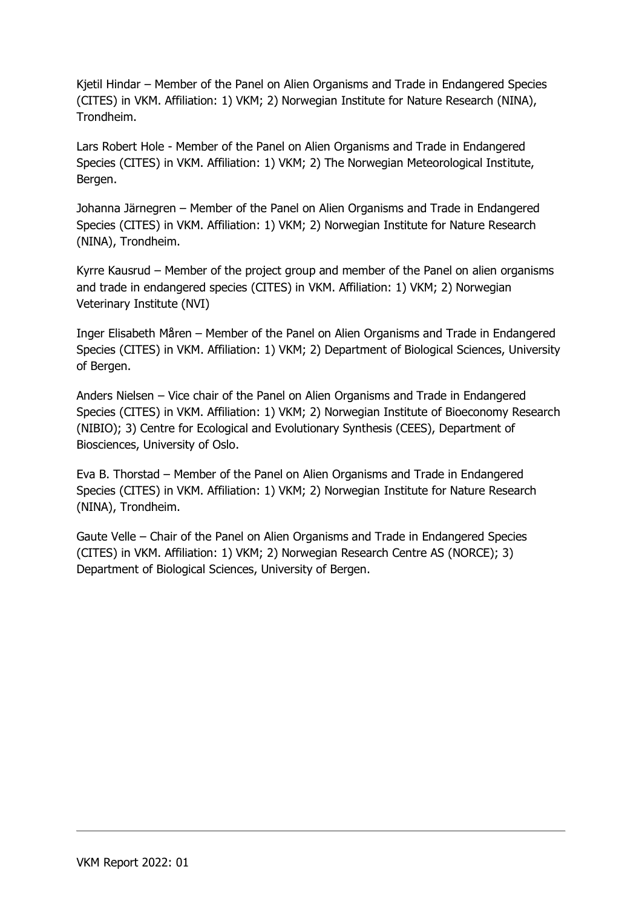Kjetil Hindar – Member of the Panel on Alien Organisms and Trade in Endangered Species (CITES) in VKM. Affiliation: 1) VKM; 2) Norwegian Institute for Nature Research (NINA), Trondheim.

Lars Robert Hole - Member of the Panel on Alien Organisms and Trade in Endangered Species (CITES) in VKM. Affiliation: 1) VKM; 2) The Norwegian Meteorological Institute, Bergen.

Johanna Järnegren – Member of the Panel on Alien Organisms and Trade in Endangered Species (CITES) in VKM. Affiliation: 1) VKM; 2) Norwegian Institute for Nature Research (NINA), Trondheim.

Kyrre Kausrud – Member of the project group and member of the Panel on alien organisms and trade in endangered species (CITES) in VKM. Affiliation: 1) VKM; 2) Norwegian Veterinary Institute (NVI)

Inger Elisabeth Måren – Member of the Panel on Alien Organisms and Trade in Endangered Species (CITES) in VKM. Affiliation: 1) VKM; 2) Department of Biological Sciences, University of Bergen.

Anders Nielsen – Vice chair of the Panel on Alien Organisms and Trade in Endangered Species (CITES) in VKM. Affiliation: 1) VKM; 2) Norwegian Institute of Bioeconomy Research (NIBIO); 3) Centre for Ecological and Evolutionary Synthesis (CEES), Department of Biosciences, University of Oslo.

Eva B. Thorstad – Member of the Panel on Alien Organisms and Trade in Endangered Species (CITES) in VKM. Affiliation: 1) VKM; 2) Norwegian Institute for Nature Research (NINA), Trondheim.

Gaute Velle – Chair of the Panel on Alien Organisms and Trade in Endangered Species (CITES) in VKM. Affiliation: 1) VKM; 2) Norwegian Research Centre AS (NORCE); 3) Department of Biological Sciences, University of Bergen.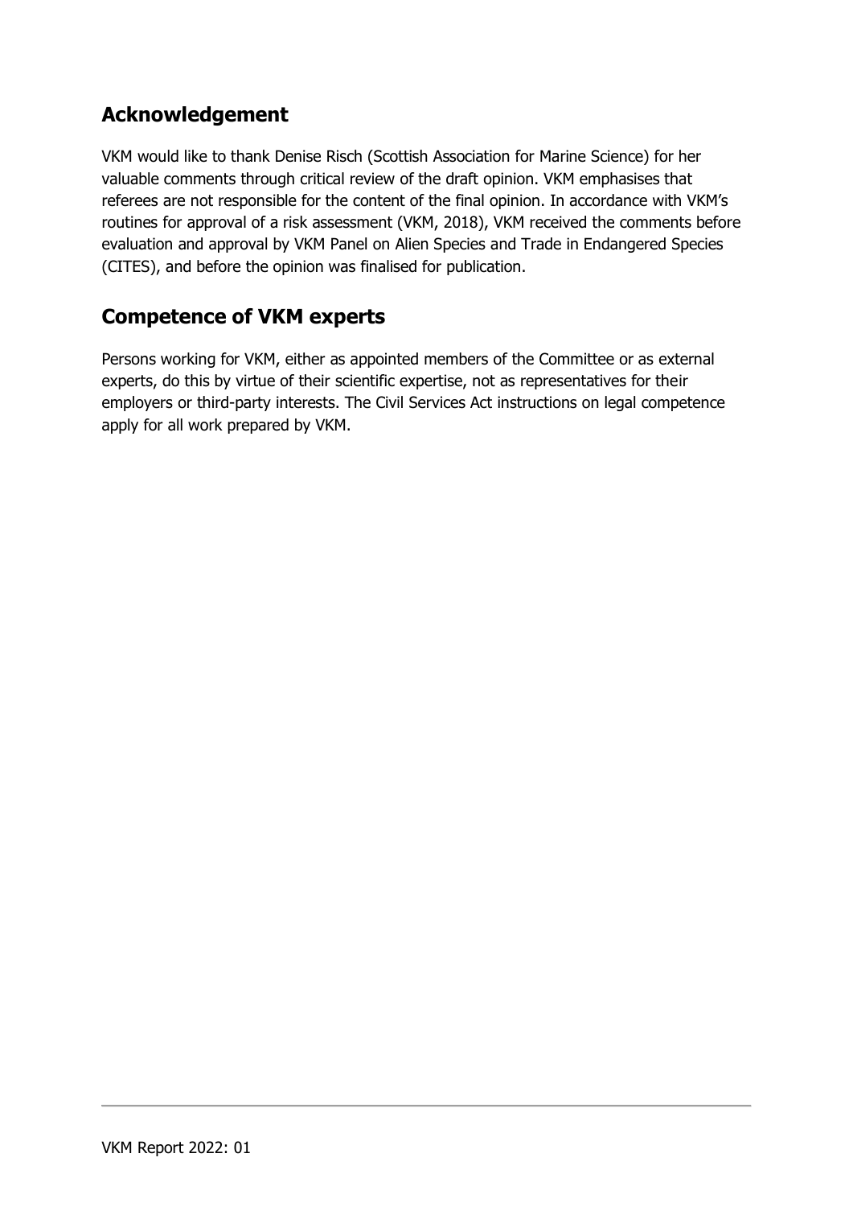## Acknowledgement

VKM would like to thank Denise Risch (Scottish Association for Marine Science) for her valuable comments through critical review of the draft opinion. VKM emphasises that referees are not responsible for the content of the final opinion. In accordance with VKM's routines for approval of a risk assessment (VKM, 2018), VKM received the comments before evaluation and approval by VKM Panel on Alien Species and Trade in Endangered Species (CITES), and before the opinion was finalised for publication.

## Competence of VKM experts

Persons working for VKM, either as appointed members of the Committee or as external experts, do this by virtue of their scientific expertise, not as representatives for their employers or third-party interests. The Civil Services Act instructions on legal competence apply for all work prepared by VKM.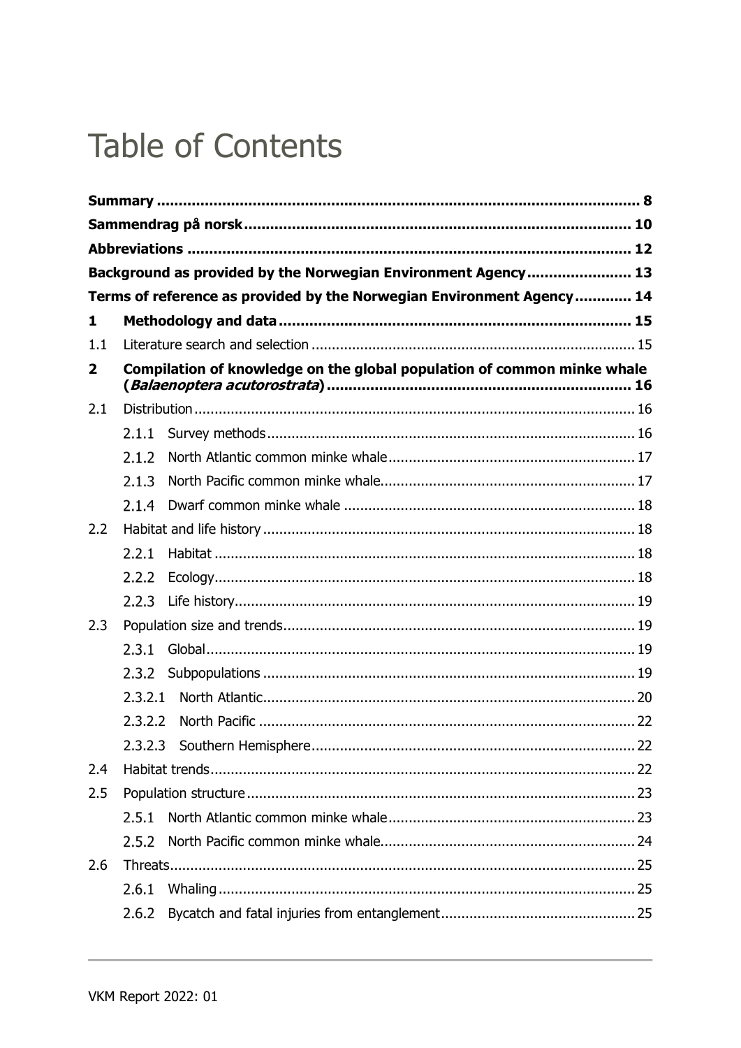# Table of Contents

**Summary** ..... **8**

**Sammendrag på norsk** ..... **10**

**Abbreviations** ..... **12**

**Background as provided by the Norwegian Environment Agency** ..... **13**

**Terms of reference as provided by the Norwegian Environment Agency** ..... **14**

**1 Methodology and data** ..... **15**

1.1 Literature search and selection ..... 15

**2 Compilation of knowledge on the global population of common minke whale (*Balaenoptera acutorostrata*)** ..... **16**

2.1 Distribution ..... 16

- 2.1.1 Survey methods ..... 16
- 2.1.2 North Atlantic common minke whale ..... 17
- 2.1.3 North Pacific common minke whale ..... 17
- 2.1.4 Dwarf common minke whale ..... 18

2.2 Habitat and life history ..... 18

- 2.2.1 Habitat ..... 18
- 2.2.2 Ecology ..... 18
- 2.2.3 Life history ..... 19

2.3 Population size and trends ..... 19

- 2.3.1 Global ..... 19
- 2.3.2 Subpopulations ..... 19
  - 2.3.2.1 North Atlantic ..... 20
  - 2.3.2.2 North Pacific ..... 22
  - 2.3.2.3 Southern Hemisphere ..... 22

2.4 Habitat trends ..... 22

2.5 Population structure ..... 23

- 2.5.1 North Atlantic common minke whale ..... 23
- 2.5.2 North Pacific common minke whale ..... 24

2.6 Threats ..... 25

- 2.6.1 Whaling ..... 25
- 2.6.2 Bycatch and fatal injuries from entanglement ..... 25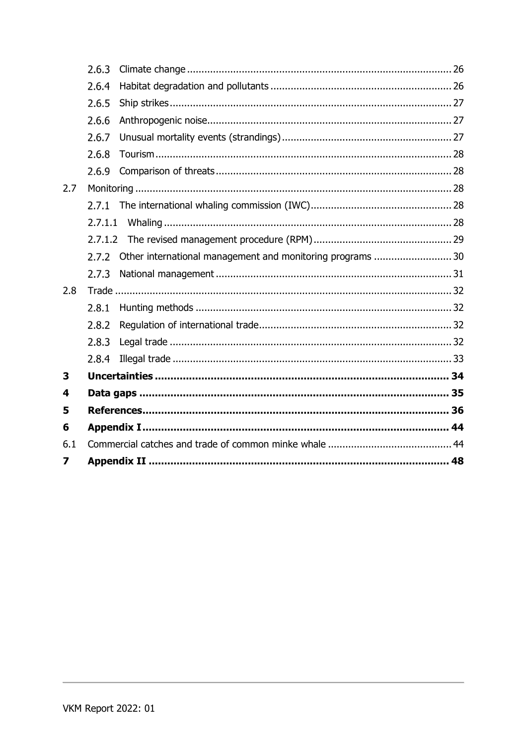2.6.3 Climate change ........................................................................................ 26

2.6.4 Habitat degradation and pollutants ............................................................... 26

2.6.5 Ship strikes ............................................................................................ 27

2.6.6 Anthropogenic noise.................................................................................. 27

2.6.7 Unusual mortality events (strandings) ........................................................... 27

2.6.8 Tourism ................................................................................................. 28

2.6.9 Comparison of threats ............................................................................... 28

2.7 Monitoring ..................................................................................................... 28

2.7.1 The international whaling commission (IWC) .................................................. 28

2.7.1.1 Whaling ................................................................................................ 28

2.7.1.2 The revised management procedure (RPM) ................................................. 29

2.7.2 Other international management and monitoring programs ............................... 30

2.7.3 National management ................................................................................ 31

2.8 Trade ............................................................................................................ 32

2.8.1 Hunting methods ...................................................................................... 32

2.8.2 Regulation of international trade.................................................................. 32

2.8.3 Legal trade ............................................................................................. 32

2.8.4 Illegal trade ............................................................................................ 33

**3 Uncertainties ................................................................................................ 34**

**4 Data gaps .................................................................................................... 35**

**5 References................................................................................................... 36**

**6 Appendix I ................................................................................................... 44**

6.1 Commercial catches and trade of common minke whale ........................................ 44

**7 Appendix II ................................................................................................. 48**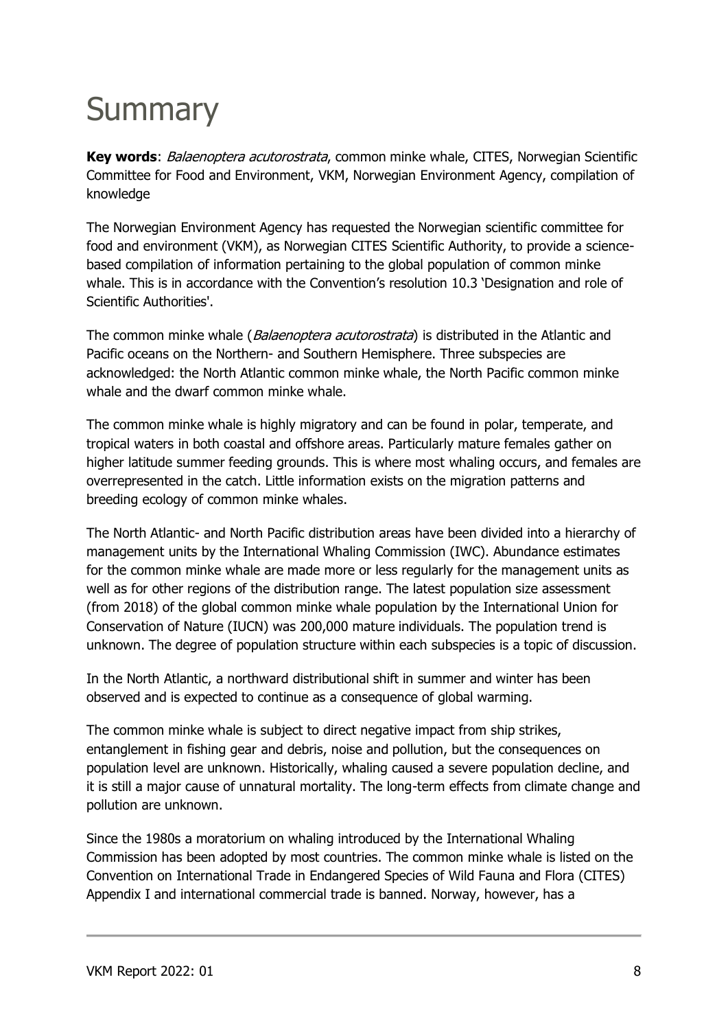# Summary

**Key words**: *Balaenoptera acutorostrata*, common minke whale, CITES, Norwegian Scientific Committee for Food and Environment, VKM, Norwegian Environment Agency, compilation of knowledge

The Norwegian Environment Agency has requested the Norwegian scientific committee for food and environment (VKM), as Norwegian CITES Scientific Authority, to provide a science-based compilation of information pertaining to the global population of common minke whale. This is in accordance with the Convention's resolution 10.3 'Designation and role of Scientific Authorities'.

The common minke whale (*Balaenoptera acutorostrata*) is distributed in the Atlantic and Pacific oceans on the Northern- and Southern Hemisphere. Three subspecies are acknowledged: the North Atlantic common minke whale, the North Pacific common minke whale and the dwarf common minke whale.

The common minke whale is highly migratory and can be found in polar, temperate, and tropical waters in both coastal and offshore areas. Particularly mature females gather on higher latitude summer feeding grounds. This is where most whaling occurs, and females are overrepresented in the catch. Little information exists on the migration patterns and breeding ecology of common minke whales.

The North Atlantic- and North Pacific distribution areas have been divided into a hierarchy of management units by the International Whaling Commission (IWC). Abundance estimates for the common minke whale are made more or less regularly for the management units as well as for other regions of the distribution range. The latest population size assessment (from 2018) of the global common minke whale population by the International Union for Conservation of Nature (IUCN) was 200,000 mature individuals. The population trend is unknown. The degree of population structure within each subspecies is a topic of discussion.

In the North Atlantic, a northward distributional shift in summer and winter has been observed and is expected to continue as a consequence of global warming.

The common minke whale is subject to direct negative impact from ship strikes, entanglement in fishing gear and debris, noise and pollution, but the consequences on population level are unknown. Historically, whaling caused a severe population decline, and it is still a major cause of unnatural mortality. The long-term effects from climate change and pollution are unknown.

Since the 1980s a moratorium on whaling introduced by the International Whaling Commission has been adopted by most countries. The common minke whale is listed on the Convention on International Trade in Endangered Species of Wild Fauna and Flora (CITES) Appendix I and international commercial trade is banned. Norway, however, has a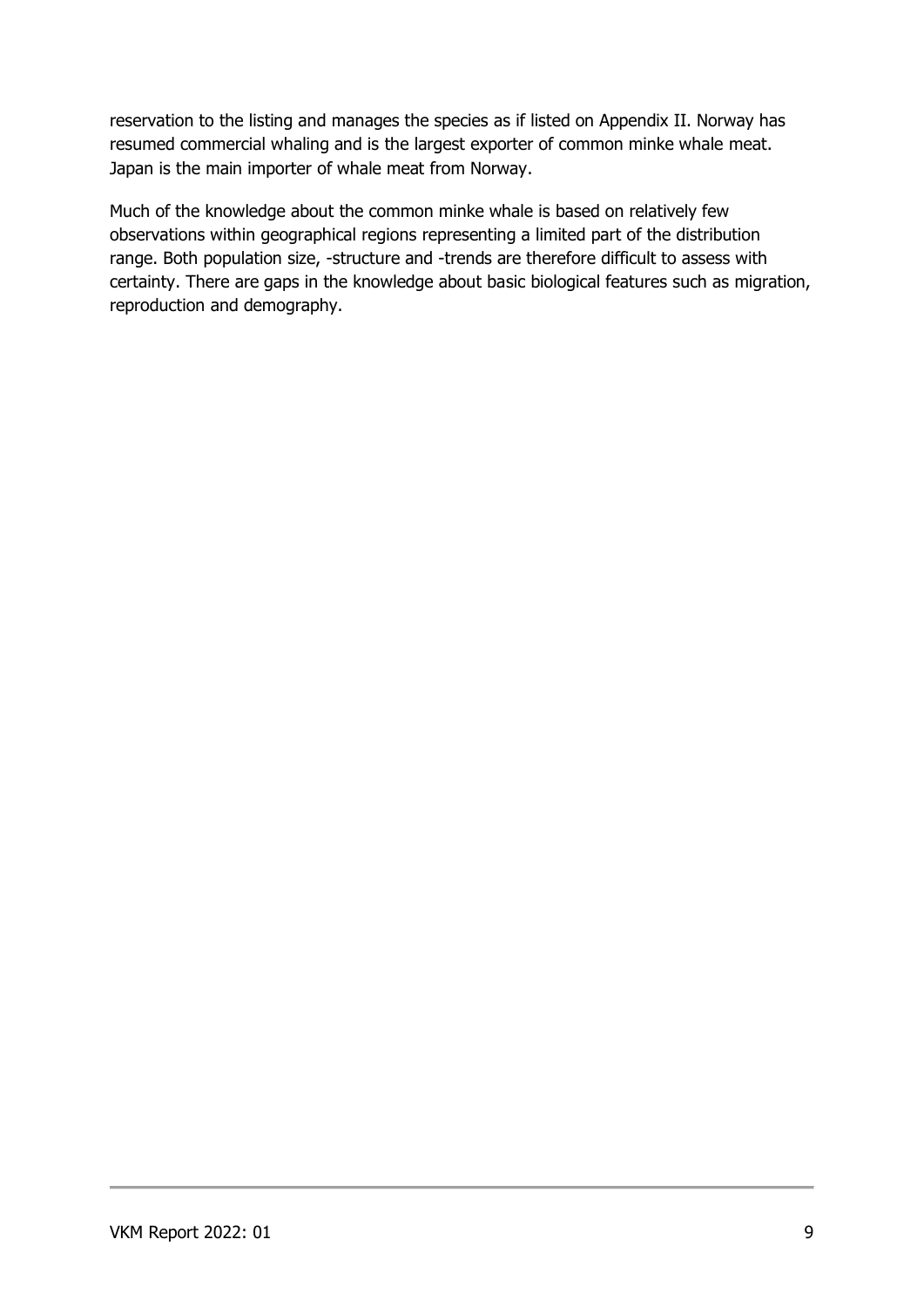reservation to the listing and manages the species as if listed on Appendix II. Norway has resumed commercial whaling and is the largest exporter of common minke whale meat. Japan is the main importer of whale meat from Norway.

Much of the knowledge about the common minke whale is based on relatively few observations within geographical regions representing a limited part of the distribution range. Both population size, -structure and -trends are therefore difficult to assess with certainty. There are gaps in the knowledge about basic biological features such as migration, reproduction and demography.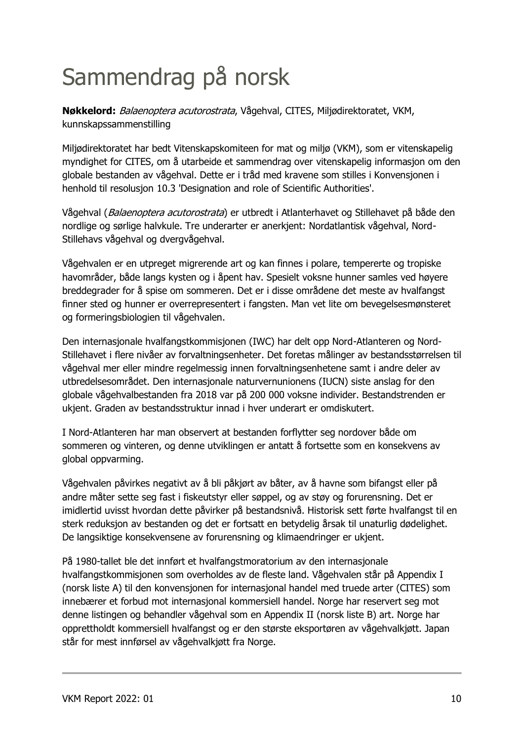# Sammendrag på norsk

**Nøkkelord:** *Balaenoptera acutorostrata*, Vågehval, CITES, Miljødirektoratet, VKM, kunnskapssammenstilling

Miljødirektoratet har bedt Vitenskapskomiteen for mat og miljø (VKM), som er vitenskapelig myndighet for CITES, om å utarbeide et sammendrag over vitenskapelig informasjon om den globale bestanden av vågehval. Dette er i tråd med kravene som stilles i Konvensjonen i henhold til resolusjon 10.3 'Designation and role of Scientific Authorities'.

Vågehval (*Balaenoptera acutorostrata*) er utbredt i Atlanterhavet og Stillehavet på både den nordlige og sørlige halvkule. Tre underarter er anerkjent: Nordatlantisk vågehval, Nord-Stillehavs vågehval og dvergvågehval.

Vågehvalen er en utpreget migrerende art og kan finnes i polare, tempererte og tropiske havområder, både langs kysten og i åpent hav. Spesielt voksne hunner samles ved høyere breddegrader for å spise om sommeren. Det er i disse områdene det meste av hvalfangst finner sted og hunner er overrepresentert i fangsten. Man vet lite om bevegelsesmønsteret og formeringsbiologien til vågehvalen.

Den internasjonale hvalfangstkommisjonen (IWC) har delt opp Nord-Atlanteren og Nord-Stillehavet i flere nivåer av forvaltningsenheter. Det foretas målinger av bestandsstørrelsen til vågehval mer eller mindre regelmessig innen forvaltningsenhetene samt i andre deler av utbredelsesområdet. Den internasjonale naturvernunionens (IUCN) siste anslag for den globale vågehvalbestanden fra 2018 var på 200 000 voksne individer. Bestandstrenden er ukjent. Graden av bestandsstruktur innad i hver underart er omdiskutert.

I Nord-Atlanteren har man observert at bestanden forflytter seg nordover både om sommeren og vinteren, og denne utviklingen er antatt å fortsette som en konsekvens av global oppvarming.

Vågehvalen påvirkes negativt av å bli påkjørt av båter, av å havne som bifangst eller på andre måter sette seg fast i fiskeutstyr eller søppel, og av støy og forurensning. Det er imidlertid uvisst hvordan dette påvirker på bestandsnivå. Historisk sett førte hvalfangst til en sterk reduksjon av bestanden og det er fortsatt en betydelig årsak til unaturlig dødelighet. De langsiktige konsekvensene av forurensning og klimaendringer er ukjent.

På 1980-tallet ble det innført et hvalfangstmoratorium av den internasjonale hvalfangstkommisjonen som overholdes av de fleste land. Vågehvalen står på Appendix I (norsk liste A) til den konvensjonen for internasjonal handel med truede arter (CITES) som innebærer et forbud mot internasjonal kommersiell handel. Norge har reservert seg mot denne listingen og behandler vågehval som en Appendix II (norsk liste B) art. Norge har opprettholdt kommersiell hvalfangst og er den største eksportøren av vågehvalkjøtt. Japan står for mest innførsel av vågehvalkjøtt fra Norge.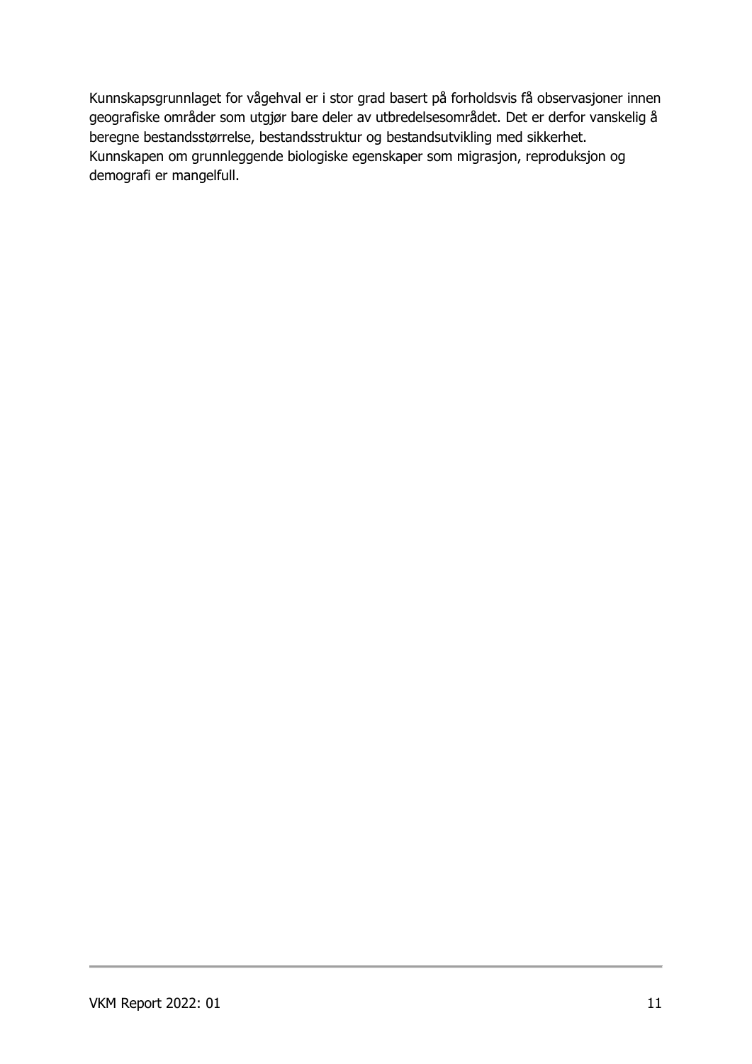Kunnskapsgrunnlaget for vågehval er i stor grad basert på forholdsvis få observasjoner innen geografiske områder som utgjør bare deler av utbredelsesområdet. Det er derfor vanskelig å beregne bestandsstørrelse, bestandsstruktur og bestandsutvikling med sikkerhet. Kunnskapen om grunnleggende biologiske egenskaper som migrasjon, reproduksjon og demografi er mangelfull.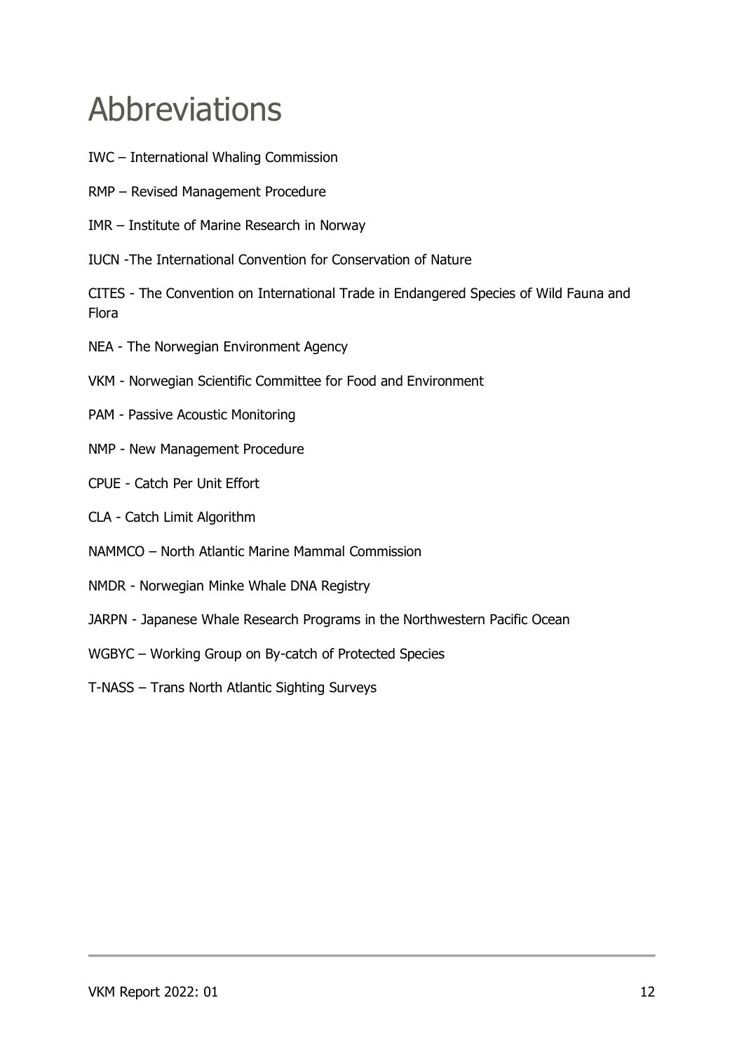# Abbreviations

IWC – International Whaling Commission

RMP – Revised Management Procedure

IMR – Institute of Marine Research in Norway

IUCN -The International Convention for Conservation of Nature

CITES - The Convention on International Trade in Endangered Species of Wild Fauna and Flora

NEA - The Norwegian Environment Agency

VKM - Norwegian Scientific Committee for Food and Environment

PAM - Passive Acoustic Monitoring

NMP - New Management Procedure

CPUE - Catch Per Unit Effort

CLA - Catch Limit Algorithm

NAMMCO – North Atlantic Marine Mammal Commission

NMDR - Norwegian Minke Whale DNA Registry

JARPN - Japanese Whale Research Programs in the Northwestern Pacific Ocean

WGBYC – Working Group on By-catch of Protected Species

T-NASS – Trans North Atlantic Sighting Surveys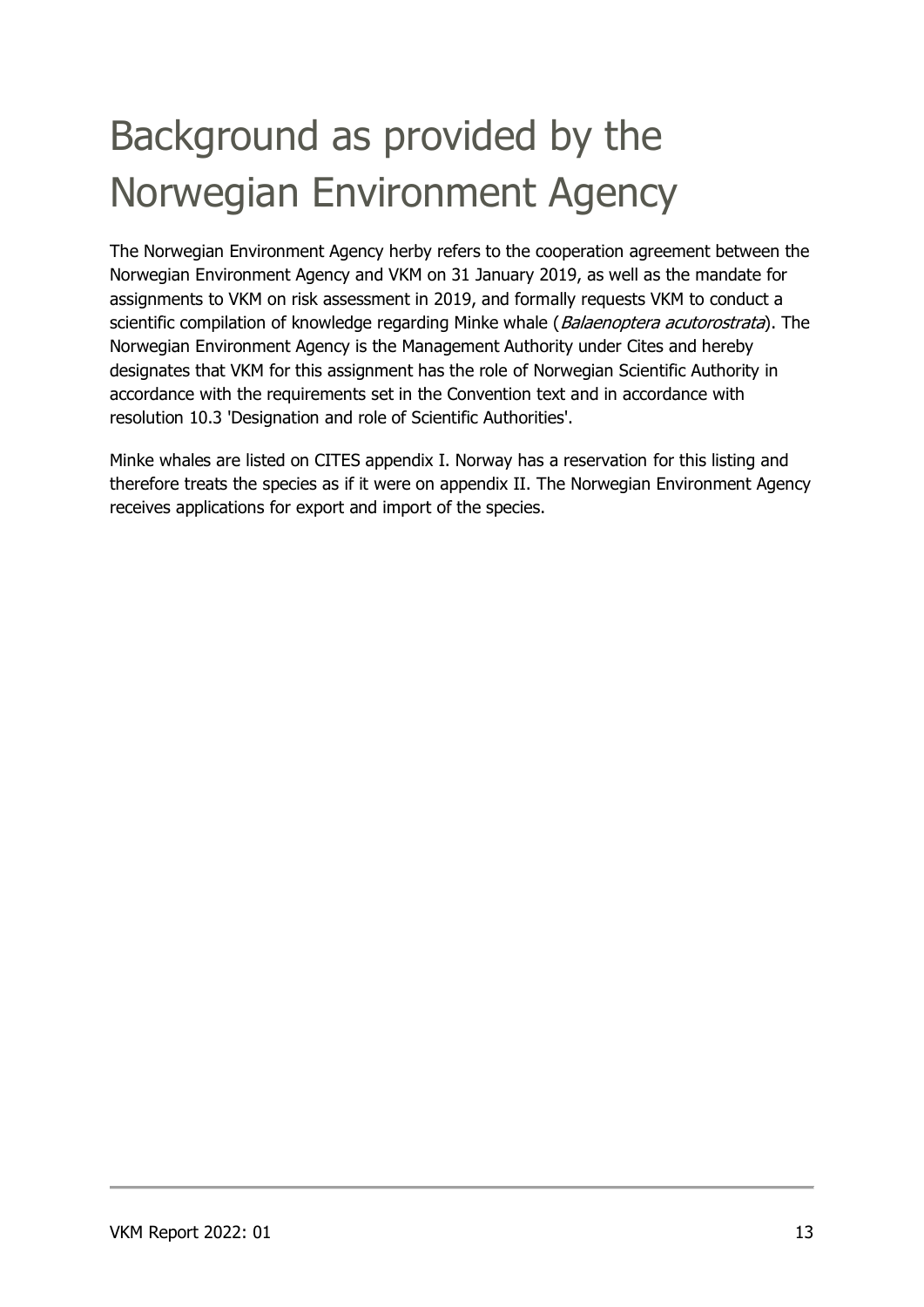# Background as provided by the Norwegian Environment Agency

The Norwegian Environment Agency herby refers to the cooperation agreement between the Norwegian Environment Agency and VKM on 31 January 2019, as well as the mandate for assignments to VKM on risk assessment in 2019, and formally requests VKM to conduct a scientific compilation of knowledge regarding Minke whale (*Balaenoptera acutorostrata*). The Norwegian Environment Agency is the Management Authority under Cites and hereby designates that VKM for this assignment has the role of Norwegian Scientific Authority in accordance with the requirements set in the Convention text and in accordance with resolution 10.3 'Designation and role of Scientific Authorities'.

Minke whales are listed on CITES appendix I. Norway has a reservation for this listing and therefore treats the species as if it were on appendix II. The Norwegian Environment Agency receives applications for export and import of the species.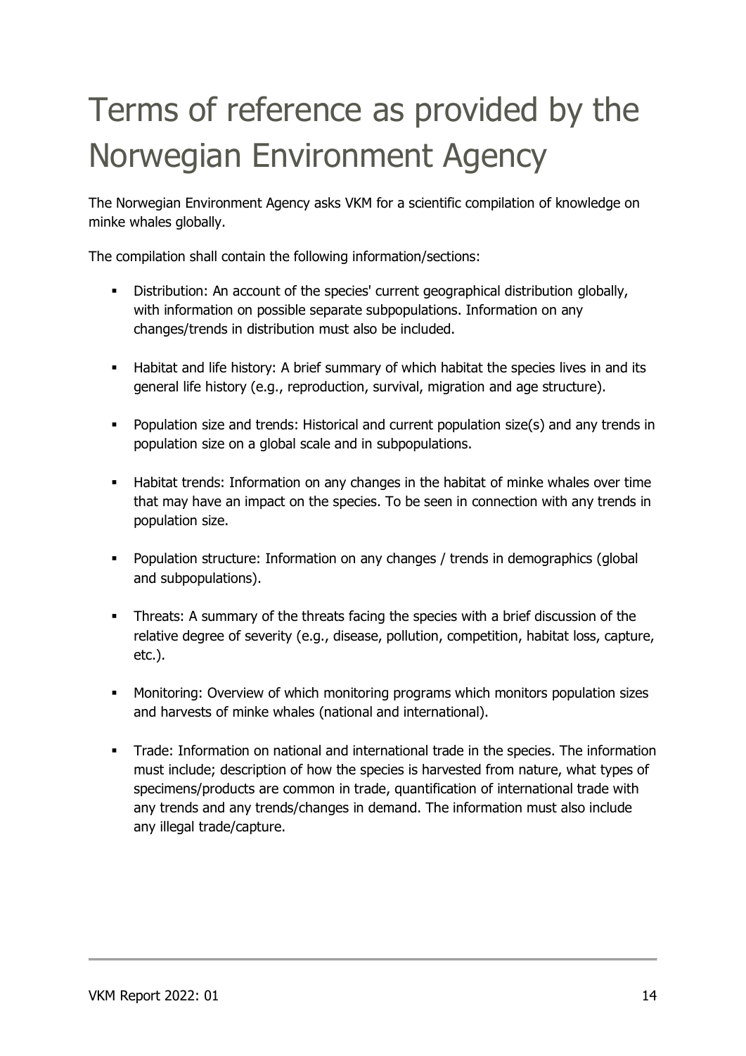# Terms of reference as provided by the Norwegian Environment Agency

The Norwegian Environment Agency asks VKM for a scientific compilation of knowledge on minke whales globally.

The compilation shall contain the following information/sections:

- Distribution: An account of the species' current geographical distribution globally, with information on possible separate subpopulations. Information on any changes/trends in distribution must also be included.
- Habitat and life history: A brief summary of which habitat the species lives in and its general life history (e.g., reproduction, survival, migration and age structure).
- Population size and trends: Historical and current population size(s) and any trends in population size on a global scale and in subpopulations.
- Habitat trends: Information on any changes in the habitat of minke whales over time that may have an impact on the species. To be seen in connection with any trends in population size.
- Population structure: Information on any changes / trends in demographics (global and subpopulations).
- Threats: A summary of the threats facing the species with a brief discussion of the relative degree of severity (e.g., disease, pollution, competition, habitat loss, capture, etc.).
- Monitoring: Overview of which monitoring programs which monitors population sizes and harvests of minke whales (national and international).
- Trade: Information on national and international trade in the species. The information must include; description of how the species is harvested from nature, what types of specimens/products are common in trade, quantification of international trade with any trends and any trends/changes in demand. The information must also include any illegal trade/capture.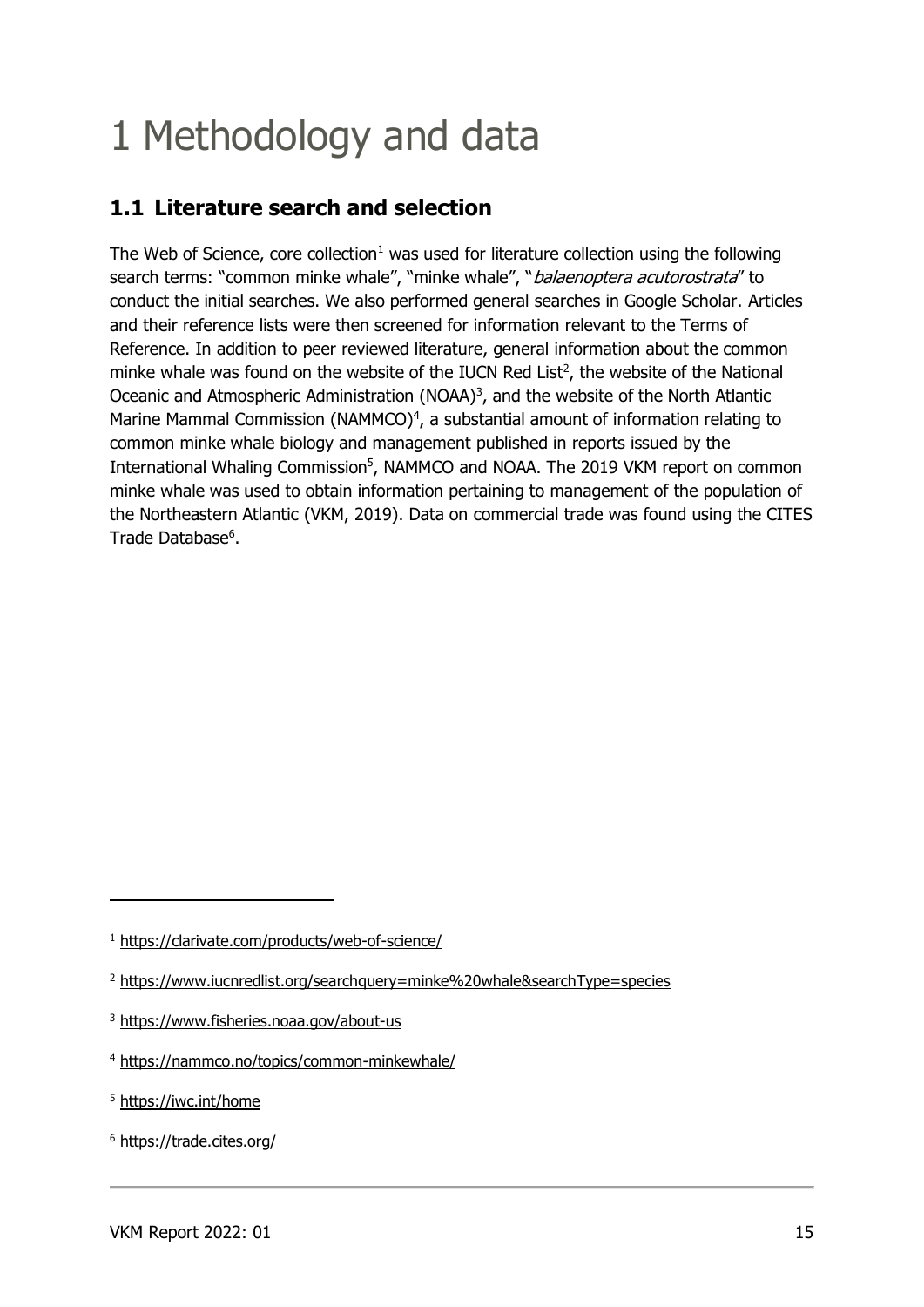# 1 Methodology and data

## 1.1 Literature search and selection

The Web of Science, core collection[1] was used for literature collection using the following search terms: "common minke whale", "minke whale", "*balaenoptera acutorostrata*" to conduct the initial searches. We also performed general searches in Google Scholar. Articles and their reference lists were then screened for information relevant to the Terms of Reference. In addition to peer reviewed literature, general information about the common minke whale was found on the website of the IUCN Red List[2], the website of the National Oceanic and Atmospheric Administration (NOAA)[3], and the website of the North Atlantic Marine Mammal Commission (NAMMCO)[4], a substantial amount of information relating to common minke whale biology and management published in reports issued by the International Whaling Commission[5], NAMMCO and NOAA. The 2019 VKM report on common minke whale was used to obtain information pertaining to management of the population of the Northeastern Atlantic (VKM, 2019). Data on commercial trade was found using the CITES Trade Database[6].

---

[1] https://clarivate.com/products/web-of-science/

[2] https://www.iucnredlist.org/searchquery=minke%20whale&searchType=species

[3] https://www.fisheries.noaa.gov/about-us

[4] https://nammco.no/topics/common-minkewhale/

[5] https://iwc.int/home

[6] https://trade.cites.org/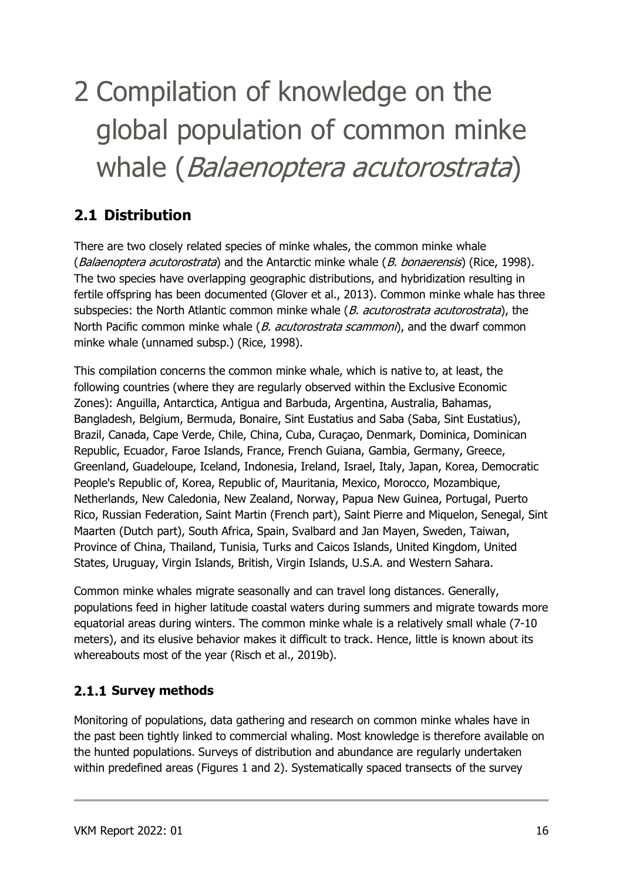# 2 Compilation of knowledge on the global population of common minke whale (*Balaenoptera acutorostrata*)

## 2.1 Distribution

There are two closely related species of minke whales, the common minke whale (*Balaenoptera acutorostrata*) and the Antarctic minke whale (*B. bonaerensis*) (Rice, 1998). The two species have overlapping geographic distributions, and hybridization resulting in fertile offspring has been documented (Glover et al., 2013). Common minke whale has three subspecies: the North Atlantic common minke whale (*B. acutorostrata acutorostrata*), the North Pacific common minke whale (*B. acutorostrata scammoni*), and the dwarf common minke whale (unnamed subsp.) (Rice, 1998).

This compilation concerns the common minke whale, which is native to, at least, the following countries (where they are regularly observed within the Exclusive Economic Zones): Anguilla, Antarctica, Antigua and Barbuda, Argentina, Australia, Bahamas, Bangladesh, Belgium, Bermuda, Bonaire, Sint Eustatius and Saba (Saba, Sint Eustatius), Brazil, Canada, Cape Verde, Chile, China, Cuba, Curaçao, Denmark, Dominica, Dominican Republic, Ecuador, Faroe Islands, France, French Guiana, Gambia, Germany, Greece, Greenland, Guadeloupe, Iceland, Indonesia, Ireland, Israel, Italy, Japan, Korea, Democratic People's Republic of, Korea, Republic of, Mauritania, Mexico, Morocco, Mozambique, Netherlands, New Caledonia, New Zealand, Norway, Papua New Guinea, Portugal, Puerto Rico, Russian Federation, Saint Martin (French part), Saint Pierre and Miquelon, Senegal, Sint Maarten (Dutch part), South Africa, Spain, Svalbard and Jan Mayen, Sweden, Taiwan, Province of China, Thailand, Tunisia, Turks and Caicos Islands, United Kingdom, United States, Uruguay, Virgin Islands, British, Virgin Islands, U.S.A. and Western Sahara.

Common minke whales migrate seasonally and can travel long distances. Generally, populations feed in higher latitude coastal waters during summers and migrate towards more equatorial areas during winters. The common minke whale is a relatively small whale (7-10 meters), and its elusive behavior makes it difficult to track. Hence, little is known about its whereabouts most of the year (Risch et al., 2019b).

### 2.1.1 Survey methods

Monitoring of populations, data gathering and research on common minke whales have in the past been tightly linked to commercial whaling. Most knowledge is therefore available on the hunted populations. Surveys of distribution and abundance are regularly undertaken within predefined areas (Figures 1 and 2). Systematically spaced transects of the survey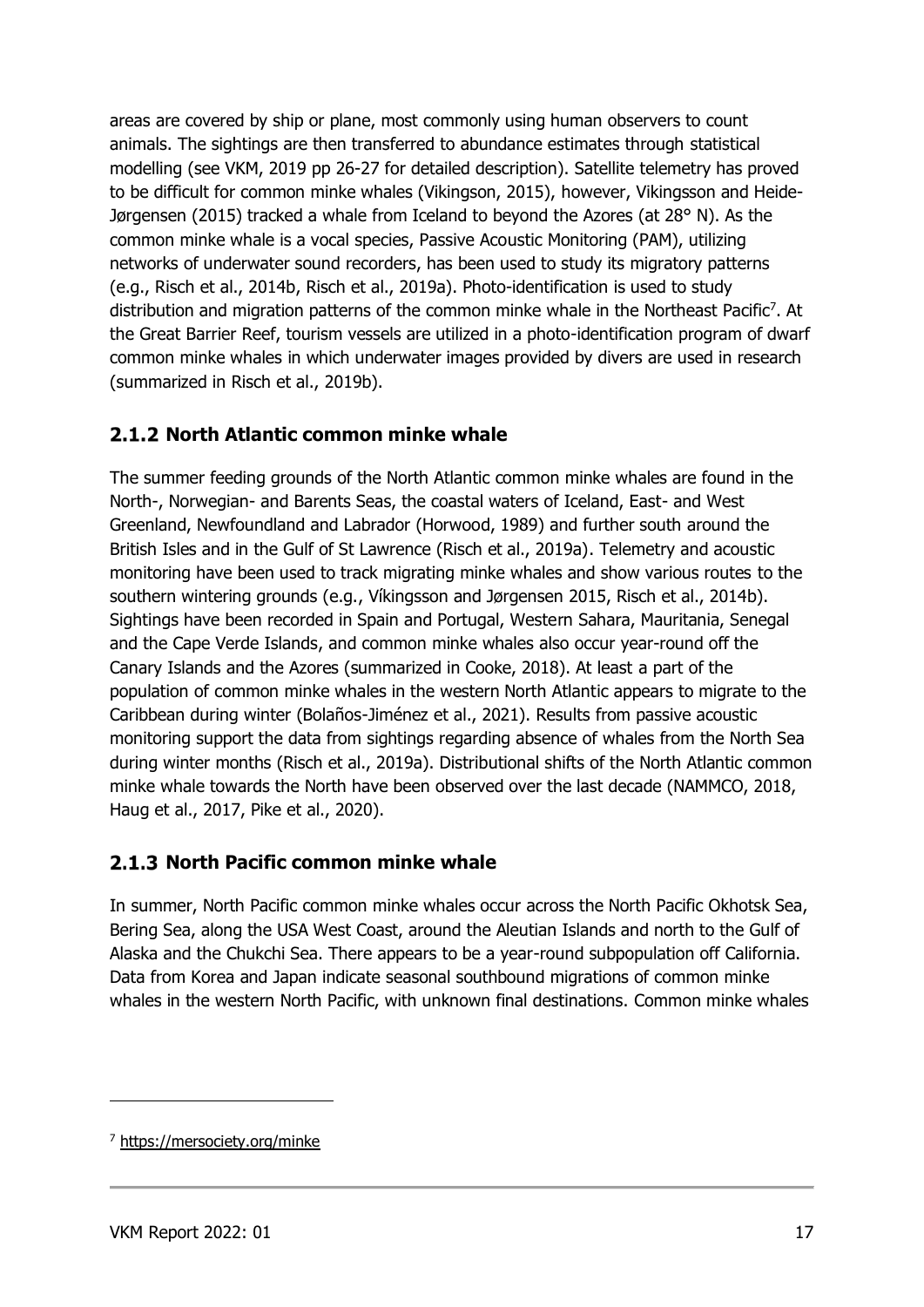areas are covered by ship or plane, most commonly using human observers to count animals. The sightings are then transferred to abundance estimates through statistical modelling (see VKM, 2019 pp 26-27 for detailed description). Satellite telemetry has proved to be difficult for common minke whales (Vikingson, 2015), however, Vikingsson and Heide-Jørgensen (2015) tracked a whale from Iceland to beyond the Azores (at 28° N). As the common minke whale is a vocal species, Passive Acoustic Monitoring (PAM), utilizing networks of underwater sound recorders, has been used to study its migratory patterns (e.g., Risch et al., 2014b, Risch et al., 2019a). Photo-identification is used to study distribution and migration patterns of the common minke whale in the Northeast Pacific[7]. At the Great Barrier Reef, tourism vessels are utilized in a photo-identification program of dwarf common minke whales in which underwater images provided by divers are used in research (summarized in Risch et al., 2019b).

### 2.1.2 North Atlantic common minke whale

The summer feeding grounds of the North Atlantic common minke whales are found in the North-, Norwegian- and Barents Seas, the coastal waters of Iceland, East- and West Greenland, Newfoundland and Labrador (Horwood, 1989) and further south around the British Isles and in the Gulf of St Lawrence (Risch et al., 2019a). Telemetry and acoustic monitoring have been used to track migrating minke whales and show various routes to the southern wintering grounds (e.g., Víkingsson and Jørgensen 2015, Risch et al., 2014b). Sightings have been recorded in Spain and Portugal, Western Sahara, Mauritania, Senegal and the Cape Verde Islands, and common minke whales also occur year-round off the Canary Islands and the Azores (summarized in Cooke, 2018). At least a part of the population of common minke whales in the western North Atlantic appears to migrate to the Caribbean during winter (Bolaños-Jiménez et al., 2021). Results from passive acoustic monitoring support the data from sightings regarding absence of whales from the North Sea during winter months (Risch et al., 2019a). Distributional shifts of the North Atlantic common minke whale towards the North have been observed over the last decade (NAMMCO, 2018, Haug et al., 2017, Pike et al., 2020).

### 2.1.3 North Pacific common minke whale

In summer, North Pacific common minke whales occur across the North Pacific Okhotsk Sea, Bering Sea, along the USA West Coast, around the Aleutian Islands and north to the Gulf of Alaska and the Chukchi Sea. There appears to be a year-round subpopulation off California. Data from Korea and Japan indicate seasonal southbound migrations of common minke whales in the western North Pacific, with unknown final destinations. Common minke whales

---

[7] https://mersociety.org/minke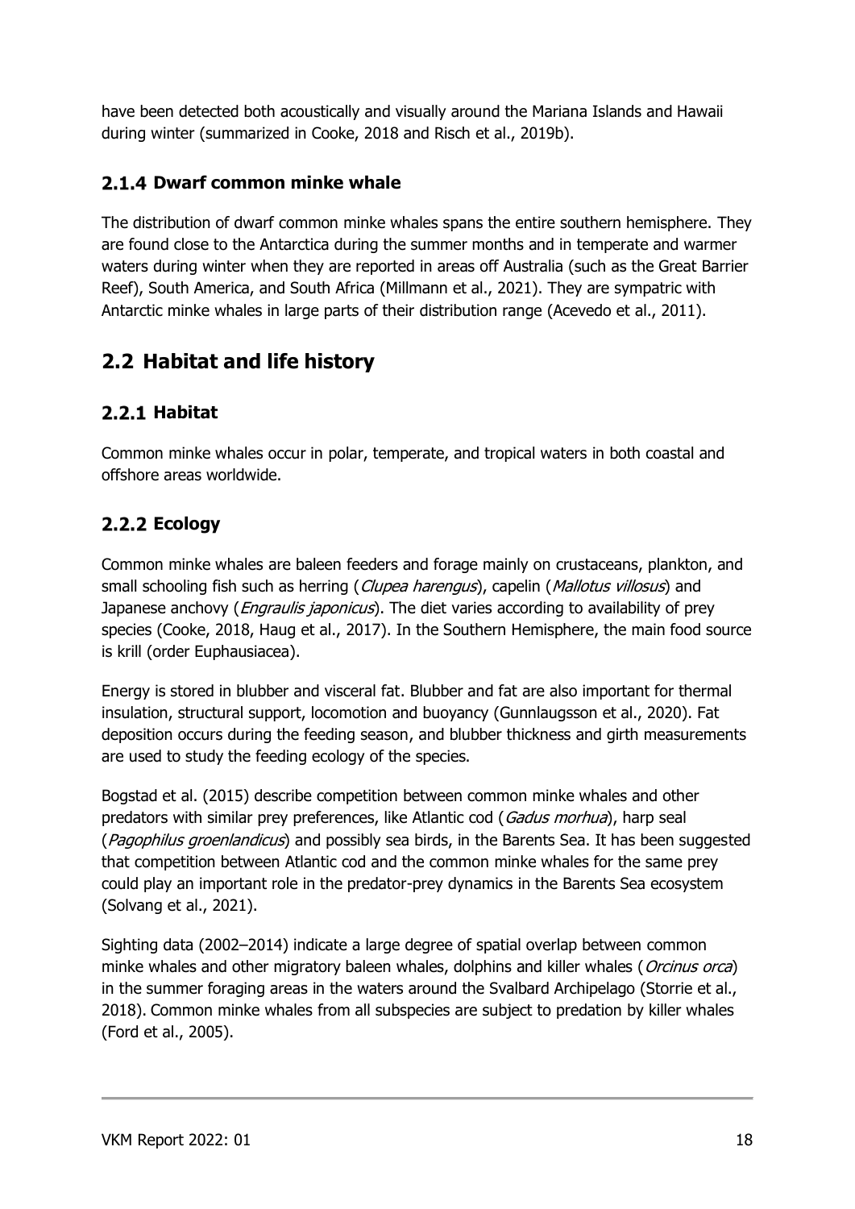have been detected both acoustically and visually around the Mariana Islands and Hawaii during winter (summarized in Cooke, 2018 and Risch et al., 2019b).

### 2.1.4 Dwarf common minke whale

The distribution of dwarf common minke whales spans the entire southern hemisphere. They are found close to the Antarctica during the summer months and in temperate and warmer waters during winter when they are reported in areas off Australia (such as the Great Barrier Reef), South America, and South Africa (Millmann et al., 2021). They are sympatric with Antarctic minke whales in large parts of their distribution range (Acevedo et al., 2011).

## 2.2 Habitat and life history

### 2.2.1 Habitat

Common minke whales occur in polar, temperate, and tropical waters in both coastal and offshore areas worldwide.

### 2.2.2 Ecology

Common minke whales are baleen feeders and forage mainly on crustaceans, plankton, and small schooling fish such as herring (*Clupea harengus*), capelin (*Mallotus villosus*) and Japanese anchovy (*Engraulis japonicus*). The diet varies according to availability of prey species (Cooke, 2018, Haug et al., 2017). In the Southern Hemisphere, the main food source is krill (order Euphausiacea).

Energy is stored in blubber and visceral fat. Blubber and fat are also important for thermal insulation, structural support, locomotion and buoyancy (Gunnlaugsson et al., 2020). Fat deposition occurs during the feeding season, and blubber thickness and girth measurements are used to study the feeding ecology of the species.

Bogstad et al. (2015) describe competition between common minke whales and other predators with similar prey preferences, like Atlantic cod (*Gadus morhua*), harp seal (*Pagophilus groenlandicus*) and possibly sea birds, in the Barents Sea. It has been suggested that competition between Atlantic cod and the common minke whales for the same prey could play an important role in the predator-prey dynamics in the Barents Sea ecosystem (Solvang et al., 2021).

Sighting data (2002–2014) indicate a large degree of spatial overlap between common minke whales and other migratory baleen whales, dolphins and killer whales (*Orcinus orca*) in the summer foraging areas in the waters around the Svalbard Archipelago (Storrie et al., 2018). Common minke whales from all subspecies are subject to predation by killer whales (Ford et al., 2005).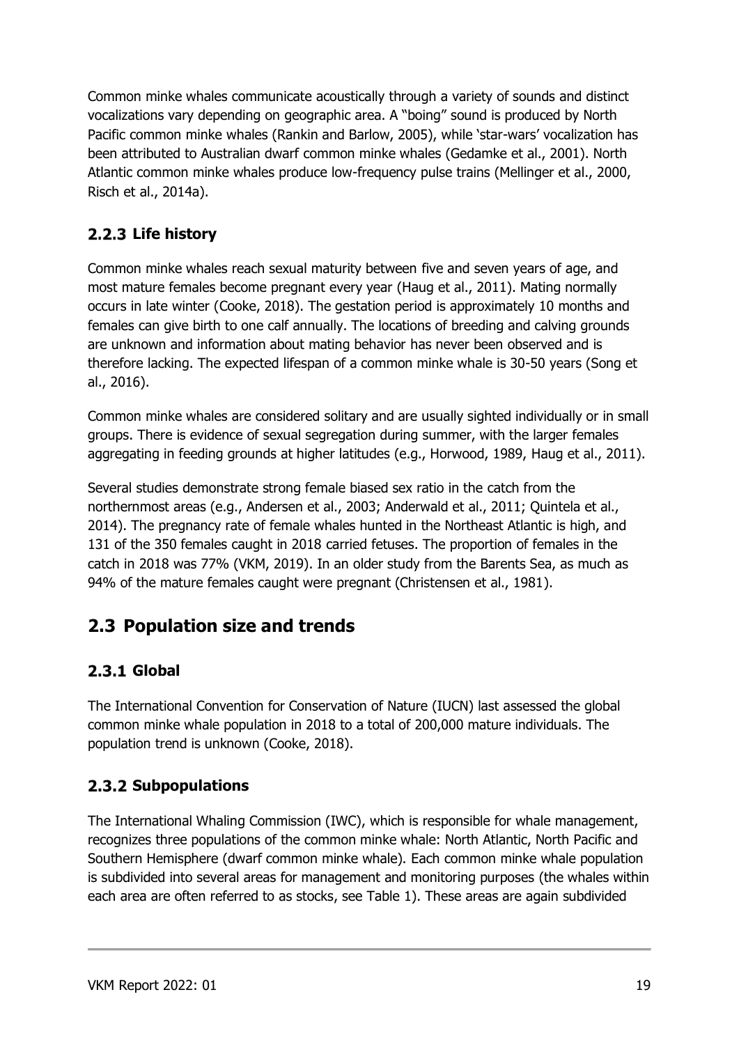Common minke whales communicate acoustically through a variety of sounds and distinct vocalizations vary depending on geographic area. A "boing" sound is produced by North Pacific common minke whales (Rankin and Barlow, 2005), while 'star-wars' vocalization has been attributed to Australian dwarf common minke whales (Gedamke et al., 2001). North Atlantic common minke whales produce low-frequency pulse trains (Mellinger et al., 2000, Risch et al., 2014a).

### 2.2.3 Life history

Common minke whales reach sexual maturity between five and seven years of age, and most mature females become pregnant every year (Haug et al., 2011). Mating normally occurs in late winter (Cooke, 2018). The gestation period is approximately 10 months and females can give birth to one calf annually. The locations of breeding and calving grounds are unknown and information about mating behavior has never been observed and is therefore lacking. The expected lifespan of a common minke whale is 30-50 years (Song et al., 2016).

Common minke whales are considered solitary and are usually sighted individually or in small groups. There is evidence of sexual segregation during summer, with the larger females aggregating in feeding grounds at higher latitudes (e.g., Horwood, 1989, Haug et al., 2011).

Several studies demonstrate strong female biased sex ratio in the catch from the northernmost areas (e.g., Andersen et al., 2003; Anderwald et al., 2011; Quintela et al., 2014). The pregnancy rate of female whales hunted in the Northeast Atlantic is high, and 131 of the 350 females caught in 2018 carried fetuses. The proportion of females in the catch in 2018 was 77% (VKM, 2019). In an older study from the Barents Sea, as much as 94% of the mature females caught were pregnant (Christensen et al., 1981).

## 2.3 Population size and trends

### 2.3.1 Global

The International Convention for Conservation of Nature (IUCN) last assessed the global common minke whale population in 2018 to a total of 200,000 mature individuals. The population trend is unknown (Cooke, 2018).

### 2.3.2 Subpopulations

The International Whaling Commission (IWC), which is responsible for whale management, recognizes three populations of the common minke whale: North Atlantic, North Pacific and Southern Hemisphere (dwarf common minke whale). Each common minke whale population is subdivided into several areas for management and monitoring purposes (the whales within each area are often referred to as stocks, see Table 1). These areas are again subdivided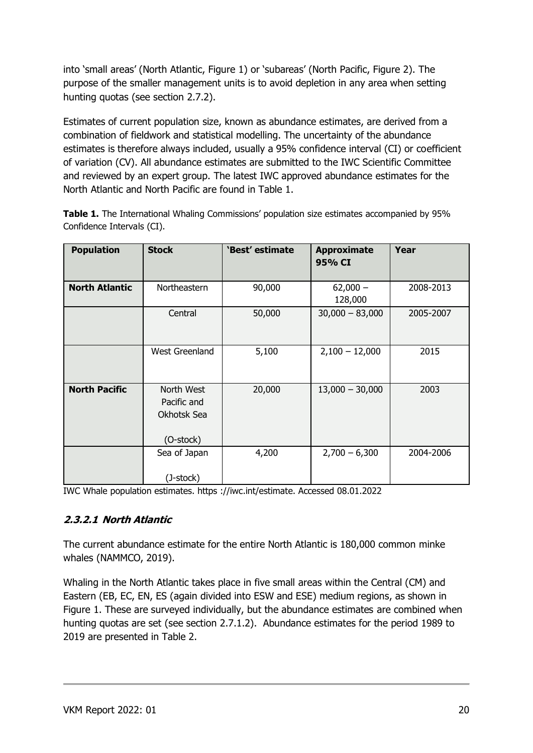into 'small areas' (North Atlantic, Figure 1) or 'subareas' (North Pacific, Figure 2). The purpose of the smaller management units is to avoid depletion in any area when setting hunting quotas (see section 2.7.2).

Estimates of current population size, known as abundance estimates, are derived from a combination of fieldwork and statistical modelling. The uncertainty of the abundance estimates is therefore always included, usually a 95% confidence interval (CI) or coefficient of variation (CV). All abundance estimates are submitted to the IWC Scientific Committee and reviewed by an expert group. The latest IWC approved abundance estimates for the North Atlantic and North Pacific are found in Table 1.

**Table 1.** The International Whaling Commissions' population size estimates accompanied by 95% Confidence Intervals (CI).

| Population | Stock | 'Best' estimate | Approximate 95% CI | Year |
|---|---|---|---|---|
| **North Atlantic** | Northeastern | 90,000 | 62,000 – 128,000 | 2008-2013 |
| | Central | 50,000 | 30,000 – 83,000 | 2005-2007 |
| | West Greenland | 5,100 | 2,100 – 12,000 | 2015 |
| **North Pacific** | North West Pacific and Okhotsk Sea (O-stock) | 20,000 | 13,000 – 30,000 | 2003 |
| | Sea of Japan (J-stock) | 4,200 | 2,700 – 6,300 | 2004-2006 |

IWC Whale population estimates. https ://iwc.int/estimate. Accessed 08.01.2022

#### *2.3.2.1 North Atlantic*

The current abundance estimate for the entire North Atlantic is 180,000 common minke whales (NAMMCO, 2019).

Whaling in the North Atlantic takes place in five small areas within the Central (CM) and Eastern (EB, EC, EN, ES (again divided into ESW and ESE) medium regions, as shown in Figure 1. These are surveyed individually, but the abundance estimates are combined when hunting quotas are set (see section 2.7.1.2). Abundance estimates for the period 1989 to 2019 are presented in Table 2.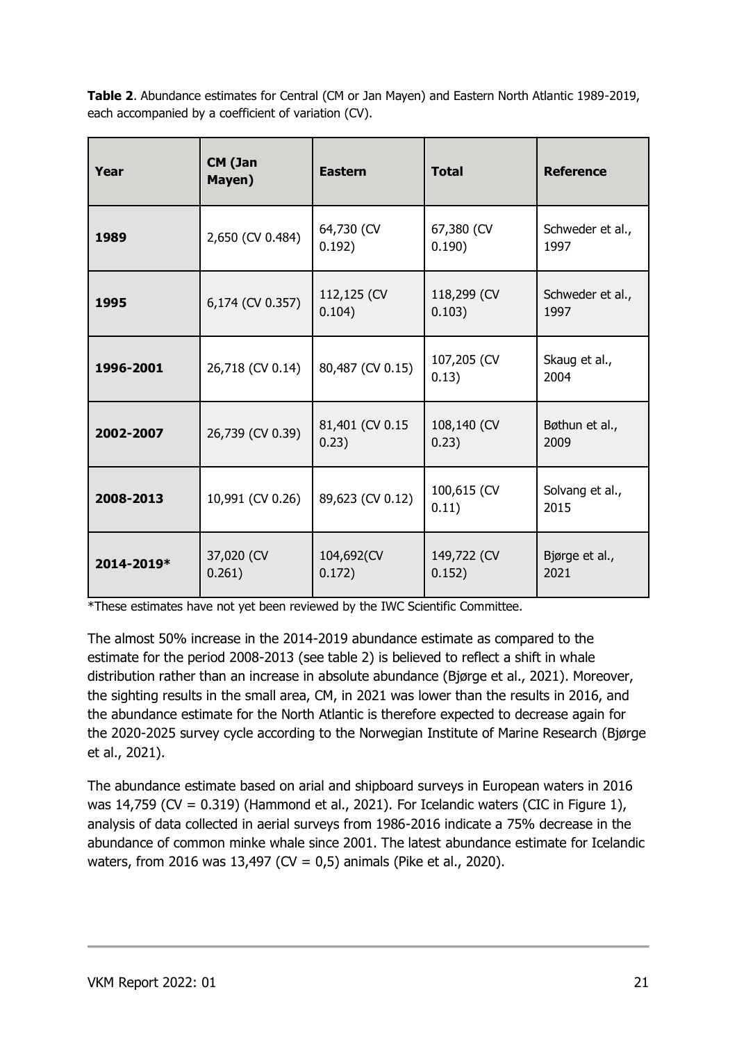**Table 2**. Abundance estimates for Central (CM or Jan Mayen) and Eastern North Atlantic 1989-2019, each accompanied by a coefficient of variation (CV).

| Year | CM (Jan Mayen) | Eastern | Total | Reference |
| --- | --- | --- | --- | --- |
| **1989** | 2,650 (CV 0.484) | 64,730 (CV 0.192) | 67,380 (CV 0.190) | Schweder et al., 1997 |
| **1995** | 6,174 (CV 0.357) | 112,125 (CV 0.104) | 118,299 (CV 0.103) | Schweder et al., 1997 |
| **1996-2001** | 26,718 (CV 0.14) | 80,487 (CV 0.15) | 107,205 (CV 0.13) | Skaug et al., 2004 |
| **2002-2007** | 26,739 (CV 0.39) | 81,401 (CV 0.15 0.23) | 108,140 (CV 0.23) | Bøthun et al., 2009 |
| **2008-2013** | 10,991 (CV 0.26) | 89,623 (CV 0.12) | 100,615 (CV 0.11) | Solvang et al., 2015 |
| **2014-2019*** | 37,020 (CV 0.261) | 104,692(CV 0.172) | 149,722 (CV 0.152) | Bjørge et al., 2021 |

*These estimates have not yet been reviewed by the IWC Scientific Committee.

The almost 50% increase in the 2014-2019 abundance estimate as compared to the estimate for the period 2008-2013 (see table 2) is believed to reflect a shift in whale distribution rather than an increase in absolute abundance (Bjørge et al., 2021). Moreover, the sighting results in the small area, CM, in 2021 was lower than the results in 2016, and the abundance estimate for the North Atlantic is therefore expected to decrease again for the 2020-2025 survey cycle according to the Norwegian Institute of Marine Research (Bjørge et al., 2021).

The abundance estimate based on arial and shipboard surveys in European waters in 2016 was 14,759 (CV = 0.319) (Hammond et al., 2021). For Icelandic waters (CIC in Figure 1), analysis of data collected in aerial surveys from 1986-2016 indicate a 75% decrease in the abundance of common minke whale since 2001. The latest abundance estimate for Icelandic waters, from 2016 was 13,497 (CV = 0,5) animals (Pike et al., 2020).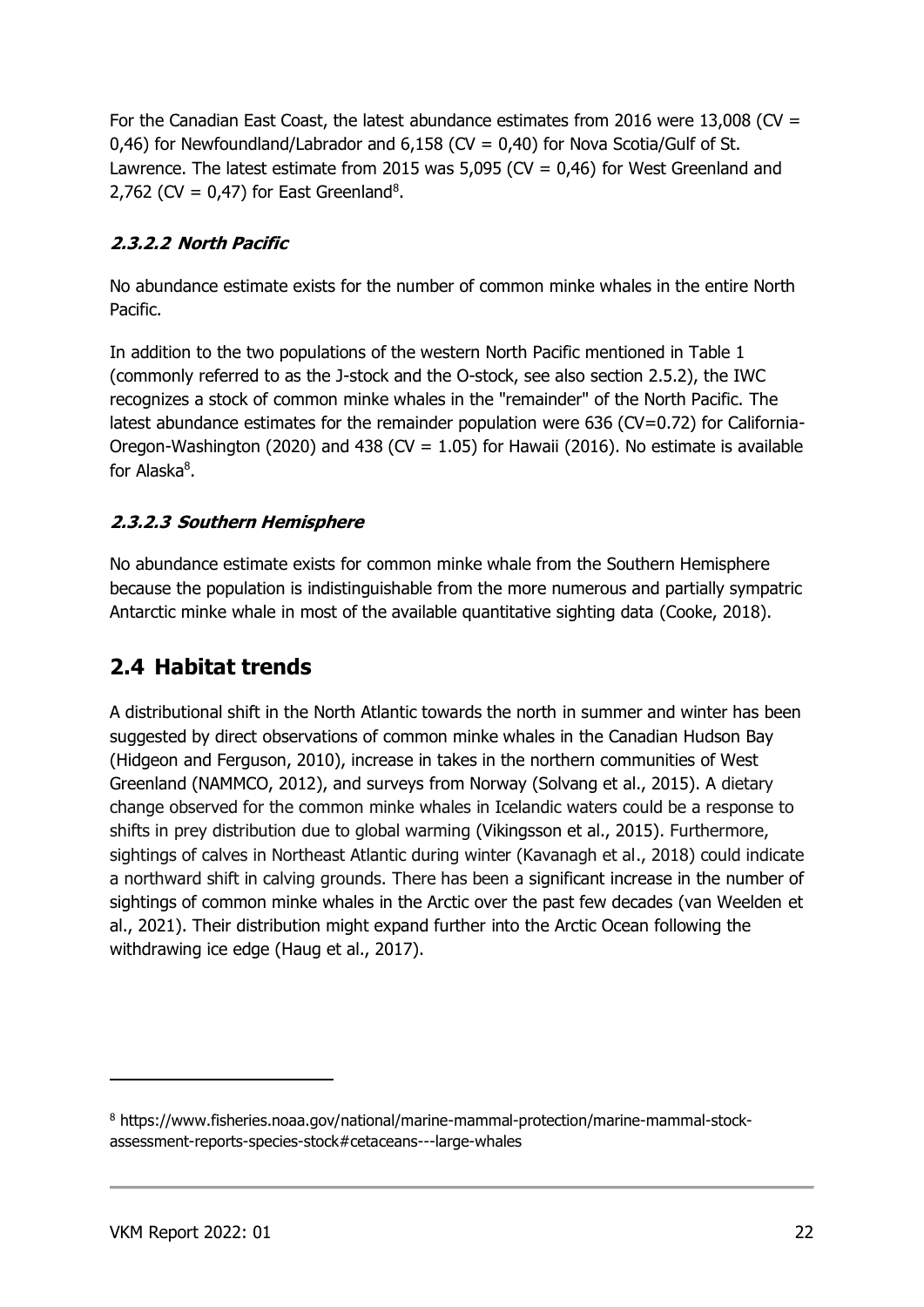For the Canadian East Coast, the latest abundance estimates from 2016 were 13,008 (CV = 0,46) for Newfoundland/Labrador and 6,158 (CV = 0,40) for Nova Scotia/Gulf of St. Lawrence. The latest estimate from 2015 was 5,095 (CV = 0,46) for West Greenland and 2,762 (CV = 0,47) for East Greenland[8].

#### *2.3.2.2 North Pacific*

No abundance estimate exists for the number of common minke whales in the entire North Pacific.

In addition to the two populations of the western North Pacific mentioned in Table 1 (commonly referred to as the J-stock and the O-stock, see also section 2.5.2), the IWC recognizes a stock of common minke whales in the "remainder" of the North Pacific. The latest abundance estimates for the remainder population were 636 (CV=0.72) for California-Oregon-Washington (2020) and 438 (CV = 1.05) for Hawaii (2016). No estimate is available for Alaska[8].

#### *2.3.2.3 Southern Hemisphere*

No abundance estimate exists for common minke whale from the Southern Hemisphere because the population is indistinguishable from the more numerous and partially sympatric Antarctic minke whale in most of the available quantitative sighting data (Cooke, 2018).

## 2.4 Habitat trends

A distributional shift in the North Atlantic towards the north in summer and winter has been suggested by direct observations of common minke whales in the Canadian Hudson Bay (Hidgeon and Ferguson, 2010), increase in takes in the northern communities of West Greenland (NAMMCO, 2012), and surveys from Norway (Solvang et al., 2015). A dietary change observed for the common minke whales in Icelandic waters could be a response to shifts in prey distribution due to global warming (Vikingsson et al., 2015). Furthermore, sightings of calves in Northeast Atlantic during winter (Kavanagh et al., 2018) could indicate a northward shift in calving grounds. There has been a significant increase in the number of sightings of common minke whales in the Arctic over the past few decades (van Weelden et al., 2021). Their distribution might expand further into the Arctic Ocean following the withdrawing ice edge (Haug et al., 2017).

[8] https://www.fisheries.noaa.gov/national/marine-mammal-protection/marine-mammal-stock-assessment-reports-species-stock#cetaceans---large-whales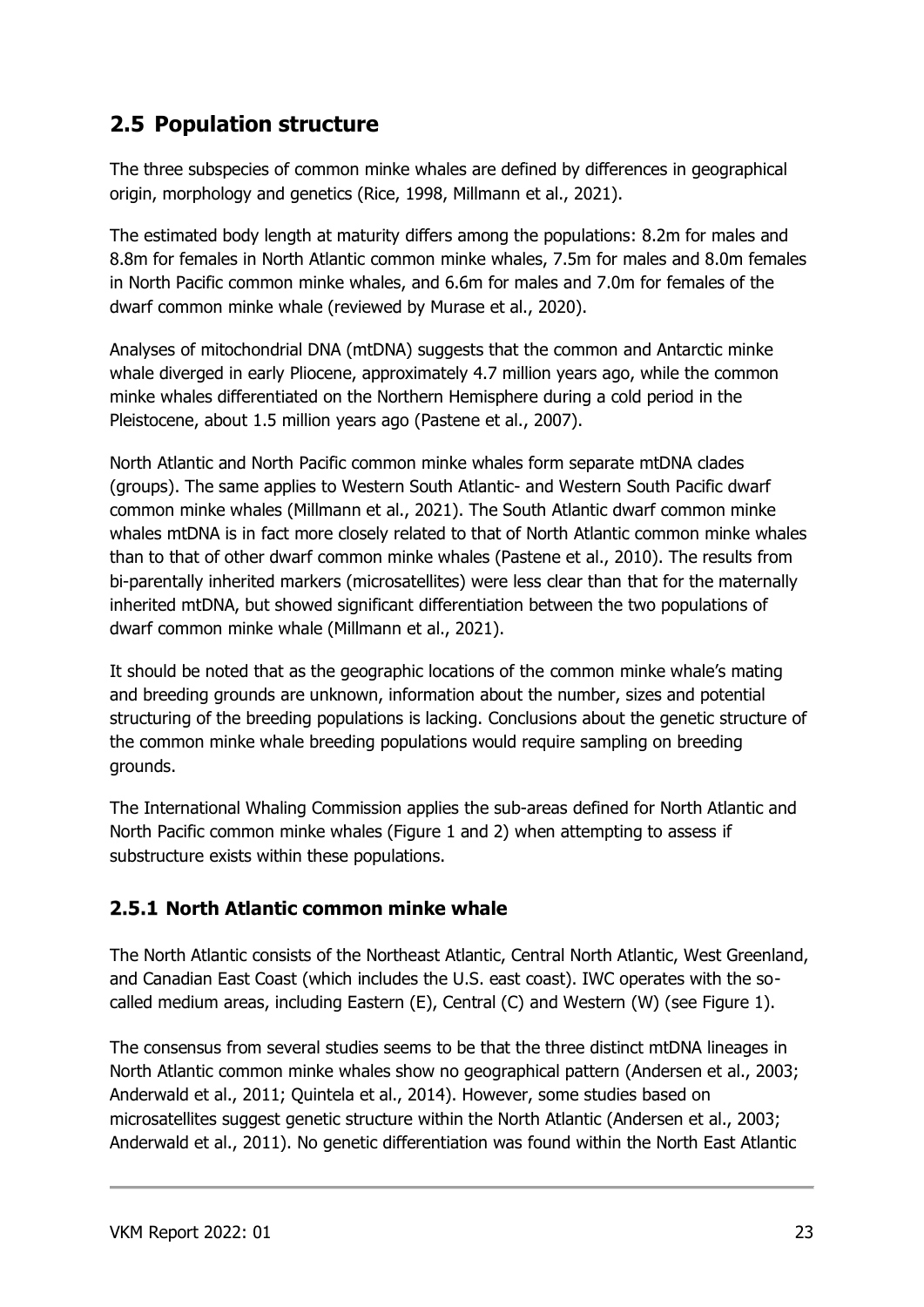## 2.5 Population structure

The three subspecies of common minke whales are defined by differences in geographical origin, morphology and genetics (Rice, 1998, Millmann et al., 2021).

The estimated body length at maturity differs among the populations: 8.2m for males and 8.8m for females in North Atlantic common minke whales, 7.5m for males and 8.0m females in North Pacific common minke whales, and 6.6m for males and 7.0m for females of the dwarf common minke whale (reviewed by Murase et al., 2020).

Analyses of mitochondrial DNA (mtDNA) suggests that the common and Antarctic minke whale diverged in early Pliocene, approximately 4.7 million years ago, while the common minke whales differentiated on the Northern Hemisphere during a cold period in the Pleistocene, about 1.5 million years ago (Pastene et al., 2007).

North Atlantic and North Pacific common minke whales form separate mtDNA clades (groups). The same applies to Western South Atlantic- and Western South Pacific dwarf common minke whales (Millmann et al., 2021). The South Atlantic dwarf common minke whales mtDNA is in fact more closely related to that of North Atlantic common minke whales than to that of other dwarf common minke whales (Pastene et al., 2010). The results from bi-parentally inherited markers (microsatellites) were less clear than that for the maternally inherited mtDNA, but showed significant differentiation between the two populations of dwarf common minke whale (Millmann et al., 2021).

It should be noted that as the geographic locations of the common minke whale's mating and breeding grounds are unknown, information about the number, sizes and potential structuring of the breeding populations is lacking. Conclusions about the genetic structure of the common minke whale breeding populations would require sampling on breeding grounds.

The International Whaling Commission applies the sub-areas defined for North Atlantic and North Pacific common minke whales (Figure 1 and 2) when attempting to assess if substructure exists within these populations.

### 2.5.1 North Atlantic common minke whale

The North Atlantic consists of the Northeast Atlantic, Central North Atlantic, West Greenland, and Canadian East Coast (which includes the U.S. east coast). IWC operates with the so-called medium areas, including Eastern (E), Central (C) and Western (W) (see Figure 1).

The consensus from several studies seems to be that the three distinct mtDNA lineages in North Atlantic common minke whales show no geographical pattern (Andersen et al., 2003; Anderwald et al., 2011; Quintela et al., 2014). However, some studies based on microsatellites suggest genetic structure within the North Atlantic (Andersen et al., 2003; Anderwald et al., 2011). No genetic differentiation was found within the North East Atlantic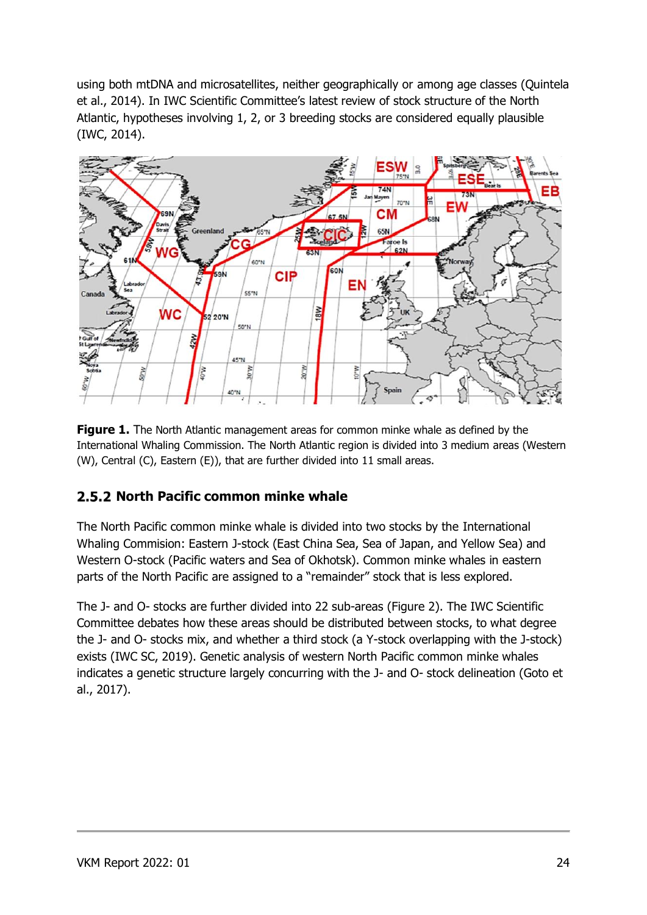using both mtDNA and microsatellites, neither geographically or among age classes (Quintela et al., 2014). In IWC Scientific Committee's latest review of stock structure of the North Atlantic, hypotheses involving 1, 2, or 3 breeding stocks are considered equally plausible (IWC, 2014).

**Figure 1.** The North Atlantic management areas for common minke whale as defined by the International Whaling Commission. The North Atlantic region is divided into 3 medium areas (Western (W), Central (C), Eastern (E)), that are further divided into 11 small areas.

### 2.5.2 North Pacific common minke whale

The North Pacific common minke whale is divided into two stocks by the International Whaling Commision: Eastern J-stock (East China Sea, Sea of Japan, and Yellow Sea) and Western O-stock (Pacific waters and Sea of Okhotsk). Common minke whales in eastern parts of the North Pacific are assigned to a "remainder" stock that is less explored.

The J- and O- stocks are further divided into 22 sub-areas (Figure 2). The IWC Scientific Committee debates how these areas should be distributed between stocks, to what degree the J- and O- stocks mix, and whether a third stock (a Y-stock overlapping with the J-stock) exists (IWC SC, 2019). Genetic analysis of western North Pacific common minke whales indicates a genetic structure largely concurring with the J- and O- stock delineation (Goto et al., 2017).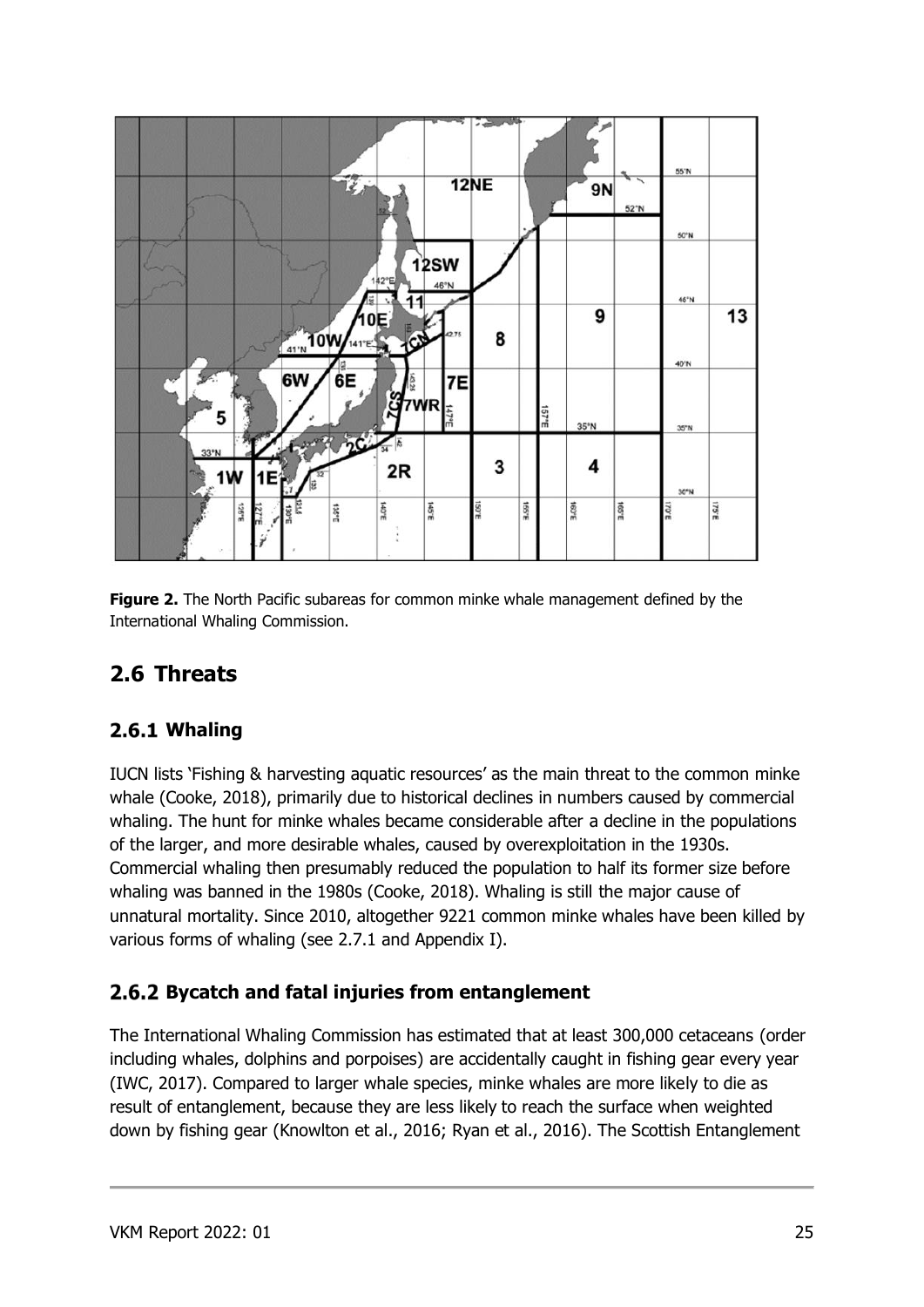**Figure 2.** The North Pacific subareas for common minke whale management defined by the International Whaling Commission.

## 2.6 Threats

### 2.6.1 Whaling

IUCN lists 'Fishing & harvesting aquatic resources' as the main threat to the common minke whale (Cooke, 2018), primarily due to historical declines in numbers caused by commercial whaling. The hunt for minke whales became considerable after a decline in the populations of the larger, and more desirable whales, caused by overexploitation in the 1930s. Commercial whaling then presumably reduced the population to half its former size before whaling was banned in the 1980s (Cooke, 2018). Whaling is still the major cause of unnatural mortality. Since 2010, altogether 9221 common minke whales have been killed by various forms of whaling (see 2.7.1 and Appendix I).

### 2.6.2 Bycatch and fatal injuries from entanglement

The International Whaling Commission has estimated that at least 300,000 cetaceans (order including whales, dolphins and porpoises) are accidentally caught in fishing gear every year (IWC, 2017). Compared to larger whale species, minke whales are more likely to die as result of entanglement, because they are less likely to reach the surface when weighted down by fishing gear (Knowlton et al., 2016; Ryan et al., 2016). The Scottish Entanglement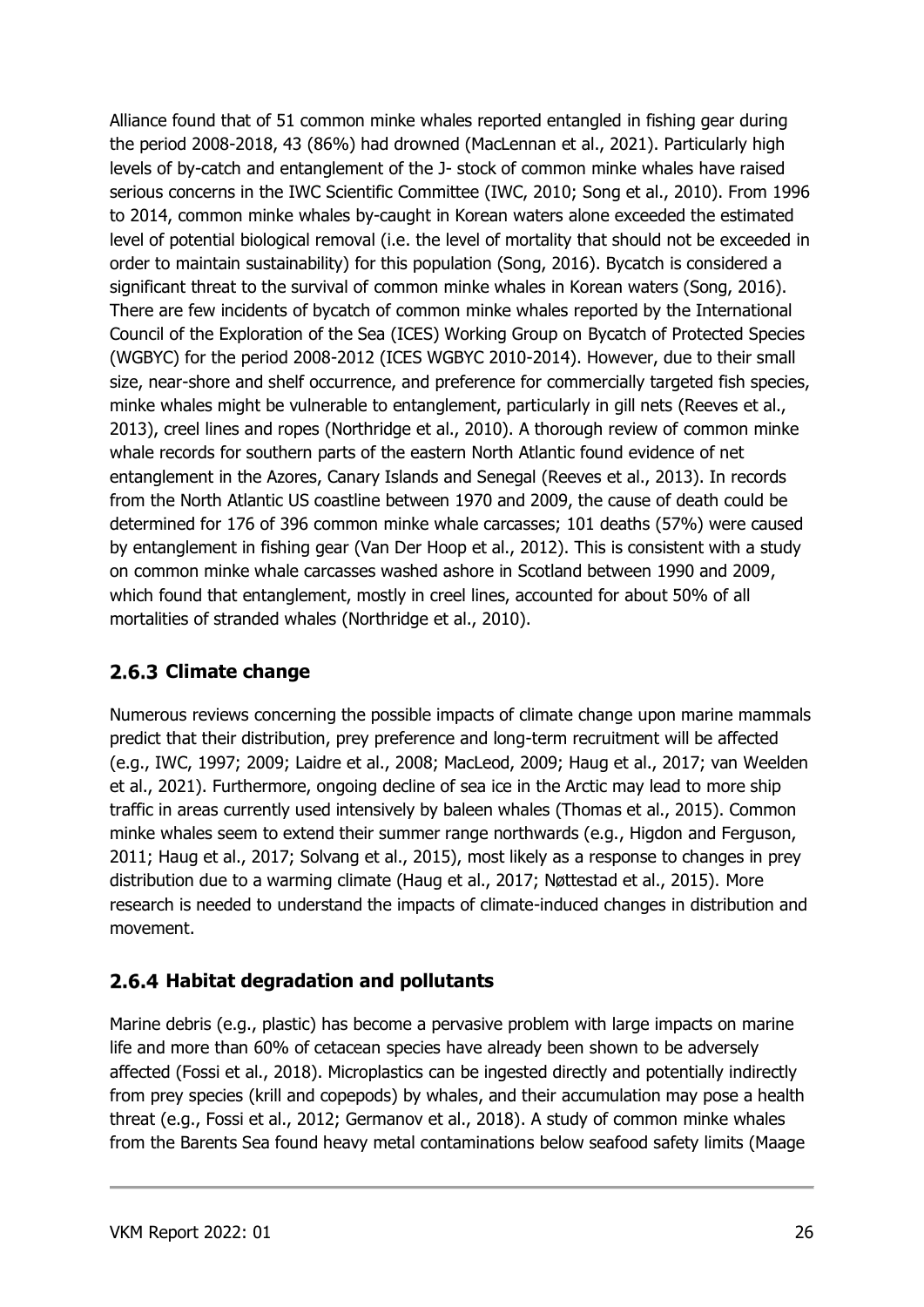Alliance found that of 51 common minke whales reported entangled in fishing gear during the period 2008-2018, 43 (86%) had drowned (MacLennan et al., 2021). Particularly high levels of by-catch and entanglement of the J- stock of common minke whales have raised serious concerns in the IWC Scientific Committee (IWC, 2010; Song et al., 2010). From 1996 to 2014, common minke whales by-caught in Korean waters alone exceeded the estimated level of potential biological removal (i.e. the level of mortality that should not be exceeded in order to maintain sustainability) for this population (Song, 2016). Bycatch is considered a significant threat to the survival of common minke whales in Korean waters (Song, 2016). There are few incidents of bycatch of common minke whales reported by the International Council of the Exploration of the Sea (ICES) Working Group on Bycatch of Protected Species (WGBYC) for the period 2008-2012 (ICES WGBYC 2010-2014). However, due to their small size, near-shore and shelf occurrence, and preference for commercially targeted fish species, minke whales might be vulnerable to entanglement, particularly in gill nets (Reeves et al., 2013), creel lines and ropes (Northridge et al., 2010). A thorough review of common minke whale records for southern parts of the eastern North Atlantic found evidence of net entanglement in the Azores, Canary Islands and Senegal (Reeves et al., 2013). In records from the North Atlantic US coastline between 1970 and 2009, the cause of death could be determined for 176 of 396 common minke whale carcasses; 101 deaths (57%) were caused by entanglement in fishing gear (Van Der Hoop et al., 2012). This is consistent with a study on common minke whale carcasses washed ashore in Scotland between 1990 and 2009, which found that entanglement, mostly in creel lines, accounted for about 50% of all mortalities of stranded whales (Northridge et al., 2010).

### 2.6.3 Climate change

Numerous reviews concerning the possible impacts of climate change upon marine mammals predict that their distribution, prey preference and long-term recruitment will be affected (e.g., IWC, 1997; 2009; Laidre et al., 2008; MacLeod, 2009; Haug et al., 2017; van Weelden et al., 2021). Furthermore, ongoing decline of sea ice in the Arctic may lead to more ship traffic in areas currently used intensively by baleen whales (Thomas et al., 2015). Common minke whales seem to extend their summer range northwards (e.g., Higdon and Ferguson, 2011; Haug et al., 2017; Solvang et al., 2015), most likely as a response to changes in prey distribution due to a warming climate (Haug et al., 2017; Nøttestad et al., 2015). More research is needed to understand the impacts of climate-induced changes in distribution and movement.

### 2.6.4 Habitat degradation and pollutants

Marine debris (e.g., plastic) has become a pervasive problem with large impacts on marine life and more than 60% of cetacean species have already been shown to be adversely affected (Fossi et al., 2018). Microplastics can be ingested directly and potentially indirectly from prey species (krill and copepods) by whales, and their accumulation may pose a health threat (e.g., Fossi et al., 2012; Germanov et al., 2018). A study of common minke whales from the Barents Sea found heavy metal contaminations below seafood safety limits (Maage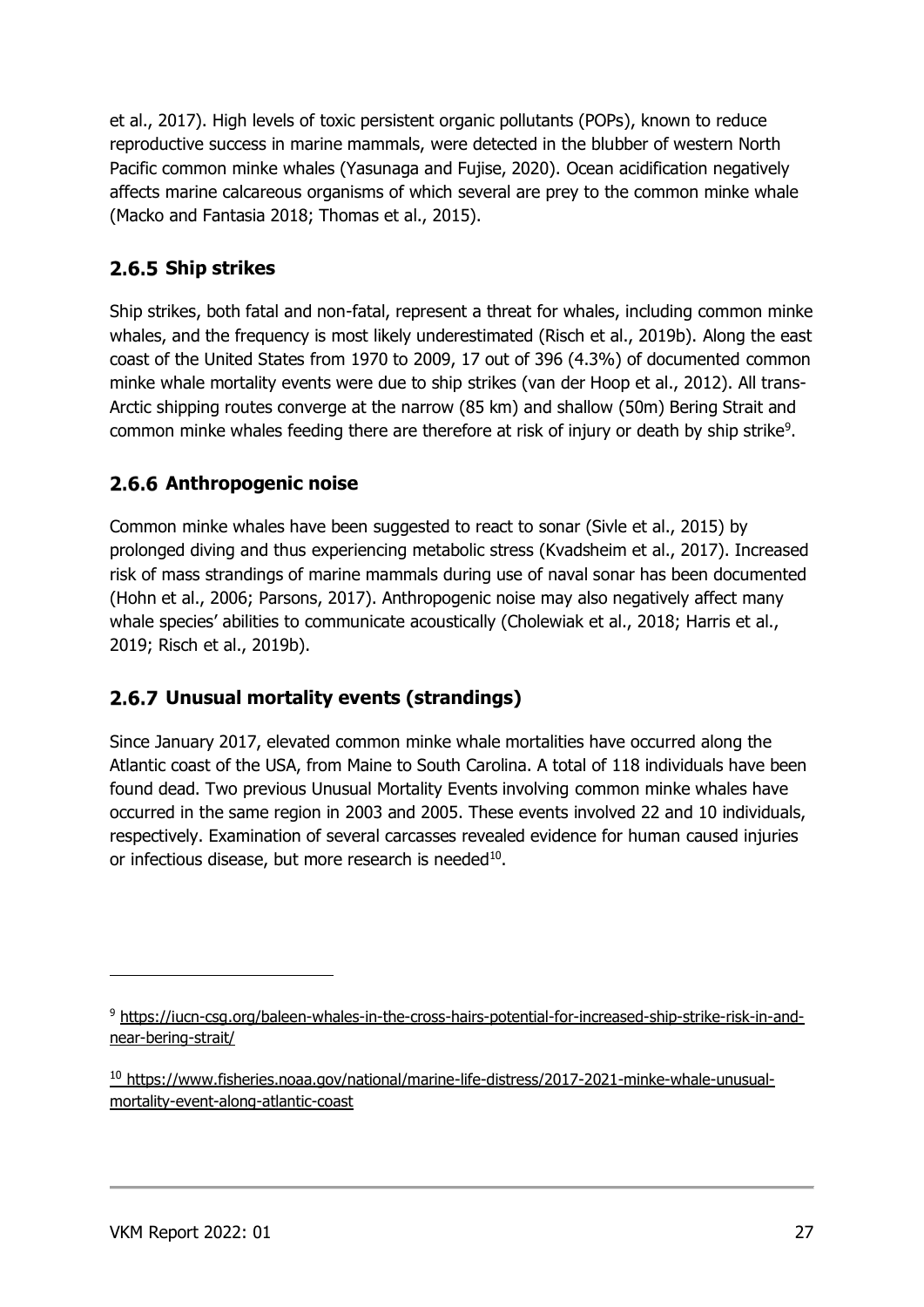et al., 2017). High levels of toxic persistent organic pollutants (POPs), known to reduce reproductive success in marine mammals, were detected in the blubber of western North Pacific common minke whales (Yasunaga and Fujise, 2020). Ocean acidification negatively affects marine calcareous organisms of which several are prey to the common minke whale (Macko and Fantasia 2018; Thomas et al., 2015).

### 2.6.5 Ship strikes

Ship strikes, both fatal and non-fatal, represent a threat for whales, including common minke whales, and the frequency is most likely underestimated (Risch et al., 2019b). Along the east coast of the United States from 1970 to 2009, 17 out of 396 (4.3%) of documented common minke whale mortality events were due to ship strikes (van der Hoop et al., 2012). All trans-Arctic shipping routes converge at the narrow (85 km) and shallow (50m) Bering Strait and common minke whales feeding there are therefore at risk of injury or death by ship strike[9].

### 2.6.6 Anthropogenic noise

Common minke whales have been suggested to react to sonar (Sivle et al., 2015) by prolonged diving and thus experiencing metabolic stress (Kvadsheim et al., 2017). Increased risk of mass strandings of marine mammals during use of naval sonar has been documented (Hohn et al., 2006; Parsons, 2017). Anthropogenic noise may also negatively affect many whale species' abilities to communicate acoustically (Cholewiak et al., 2018; Harris et al., 2019; Risch et al., 2019b).

### 2.6.7 Unusual mortality events (strandings)

Since January 2017, elevated common minke whale mortalities have occurred along the Atlantic coast of the USA, from Maine to South Carolina. A total of 118 individuals have been found dead. Two previous Unusual Mortality Events involving common minke whales have occurred in the same region in 2003 and 2005. These events involved 22 and 10 individuals, respectively. Examination of several carcasses revealed evidence for human caused injuries or infectious disease, but more research is needed[10].

---

[9] https://iucn-csg.org/baleen-whales-in-the-cross-hairs-potential-for-increased-ship-strike-risk-in-and-near-bering-strait/

[10] https://www.fisheries.noaa.gov/national/marine-life-distress/2017-2021-minke-whale-unusual-mortality-event-along-atlantic-coast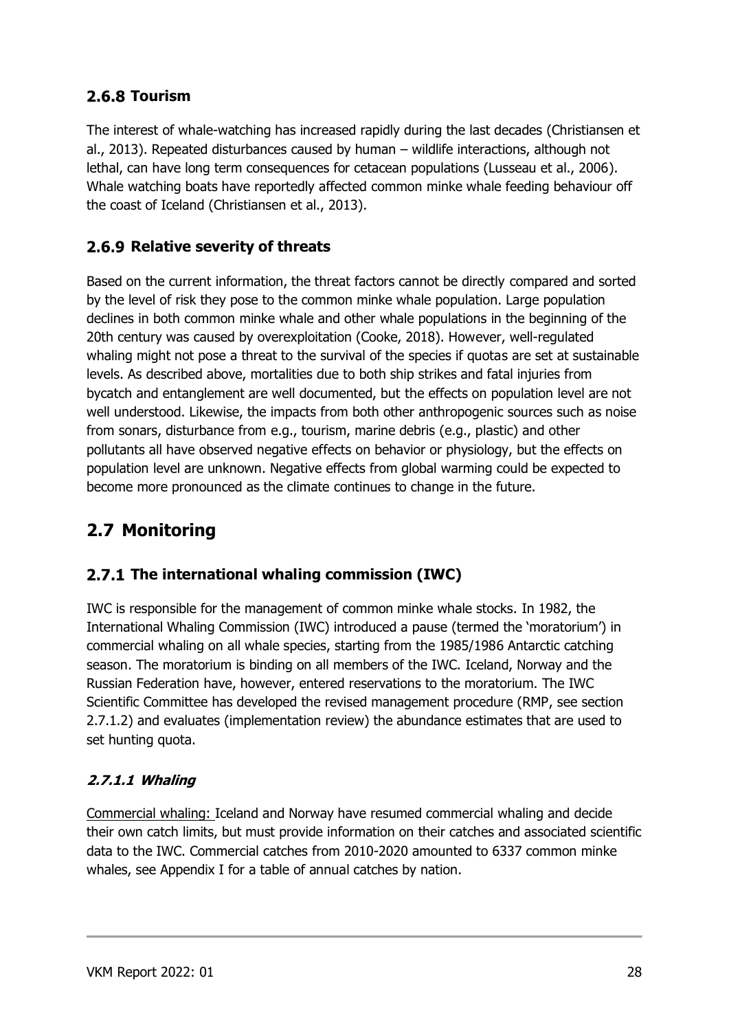### 2.6.8 Tourism

The interest of whale-watching has increased rapidly during the last decades (Christiansen et al., 2013). Repeated disturbances caused by human – wildlife interactions, although not lethal, can have long term consequences for cetacean populations (Lusseau et al., 2006). Whale watching boats have reportedly affected common minke whale feeding behaviour off the coast of Iceland (Christiansen et al., 2013).

### 2.6.9 Relative severity of threats

Based on the current information, the threat factors cannot be directly compared and sorted by the level of risk they pose to the common minke whale population. Large population declines in both common minke whale and other whale populations in the beginning of the 20th century was caused by overexploitation (Cooke, 2018). However, well-regulated whaling might not pose a threat to the survival of the species if quotas are set at sustainable levels. As described above, mortalities due to both ship strikes and fatal injuries from bycatch and entanglement are well documented, but the effects on population level are not well understood. Likewise, the impacts from both other anthropogenic sources such as noise from sonars, disturbance from e.g., tourism, marine debris (e.g., plastic) and other pollutants all have observed negative effects on behavior or physiology, but the effects on population level are unknown. Negative effects from global warming could be expected to become more pronounced as the climate continues to change in the future.

## 2.7 Monitoring

### 2.7.1 The international whaling commission (IWC)

IWC is responsible for the management of common minke whale stocks. In 1982, the International Whaling Commission (IWC) introduced a pause (termed the 'moratorium') in commercial whaling on all whale species, starting from the 1985/1986 Antarctic catching season. The moratorium is binding on all members of the IWC. Iceland, Norway and the Russian Federation have, however, entered reservations to the moratorium. The IWC Scientific Committee has developed the revised management procedure (RMP, see section 2.7.1.2) and evaluates (implementation review) the abundance estimates that are used to set hunting quota.

#### *2.7.1.1 Whaling*

Commercial whaling: Iceland and Norway have resumed commercial whaling and decide their own catch limits, but must provide information on their catches and associated scientific data to the IWC. Commercial catches from 2010-2020 amounted to 6337 common minke whales, see Appendix I for a table of annual catches by nation.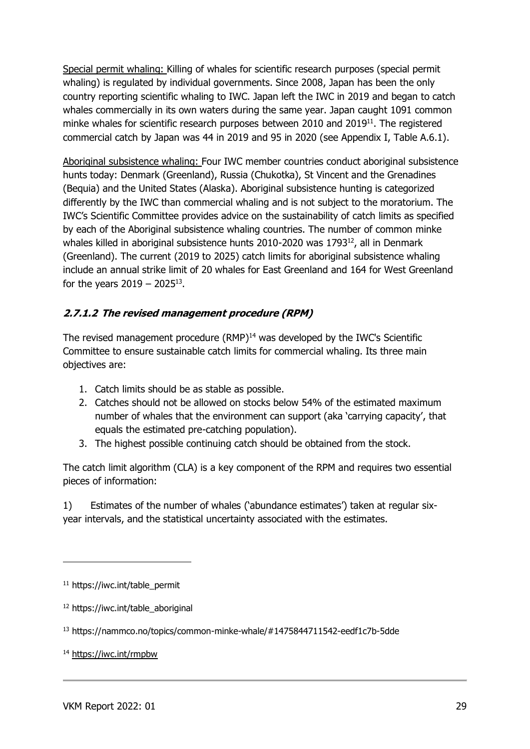Special permit whaling: Killing of whales for scientific research purposes (special permit whaling) is regulated by individual governments. Since 2008, Japan has been the only country reporting scientific whaling to IWC. Japan left the IWC in 2019 and began to catch whales commercially in its own waters during the same year. Japan caught 1091 common minke whales for scientific research purposes between 2010 and 2019[11]. The registered commercial catch by Japan was 44 in 2019 and 95 in 2020 (see Appendix I, Table A.6.1).

Aboriginal subsistence whaling: Four IWC member countries conduct aboriginal subsistence hunts today: Denmark (Greenland), Russia (Chukotka), St Vincent and the Grenadines (Bequia) and the United States (Alaska). Aboriginal subsistence hunting is categorized differently by the IWC than commercial whaling and is not subject to the moratorium. The IWC's Scientific Committee provides advice on the sustainability of catch limits as specified by each of the Aboriginal subsistence whaling countries. The number of common minke whales killed in aboriginal subsistence hunts 2010-2020 was 1793[12], all in Denmark (Greenland). The current (2019 to 2025) catch limits for aboriginal subsistence whaling include an annual strike limit of 20 whales for East Greenland and 164 for West Greenland for the years 2019 – 2025[13].

### 2.7.1.2 The revised management procedure (RPM)

The revised management procedure (RMP)[14] was developed by the IWC's Scientific Committee to ensure sustainable catch limits for commercial whaling. Its three main objectives are:

1. Catch limits should be as stable as possible.
2. Catches should not be allowed on stocks below 54% of the estimated maximum number of whales that the environment can support (aka 'carrying capacity', that equals the estimated pre-catching population).
3. The highest possible continuing catch should be obtained from the stock.

The catch limit algorithm (CLA) is a key component of the RPM and requires two essential pieces of information:

1) Estimates of the number of whales ('abundance estimates') taken at regular six-year intervals, and the statistical uncertainty associated with the estimates.

---

[11] https://iwc.int/table_permit

[12] https://iwc.int/table_aboriginal

[13] https://nammco.no/topics/common-minke-whale/#1475844711542-eedf1c7b-5dde

[14] https://iwc.int/rmpbw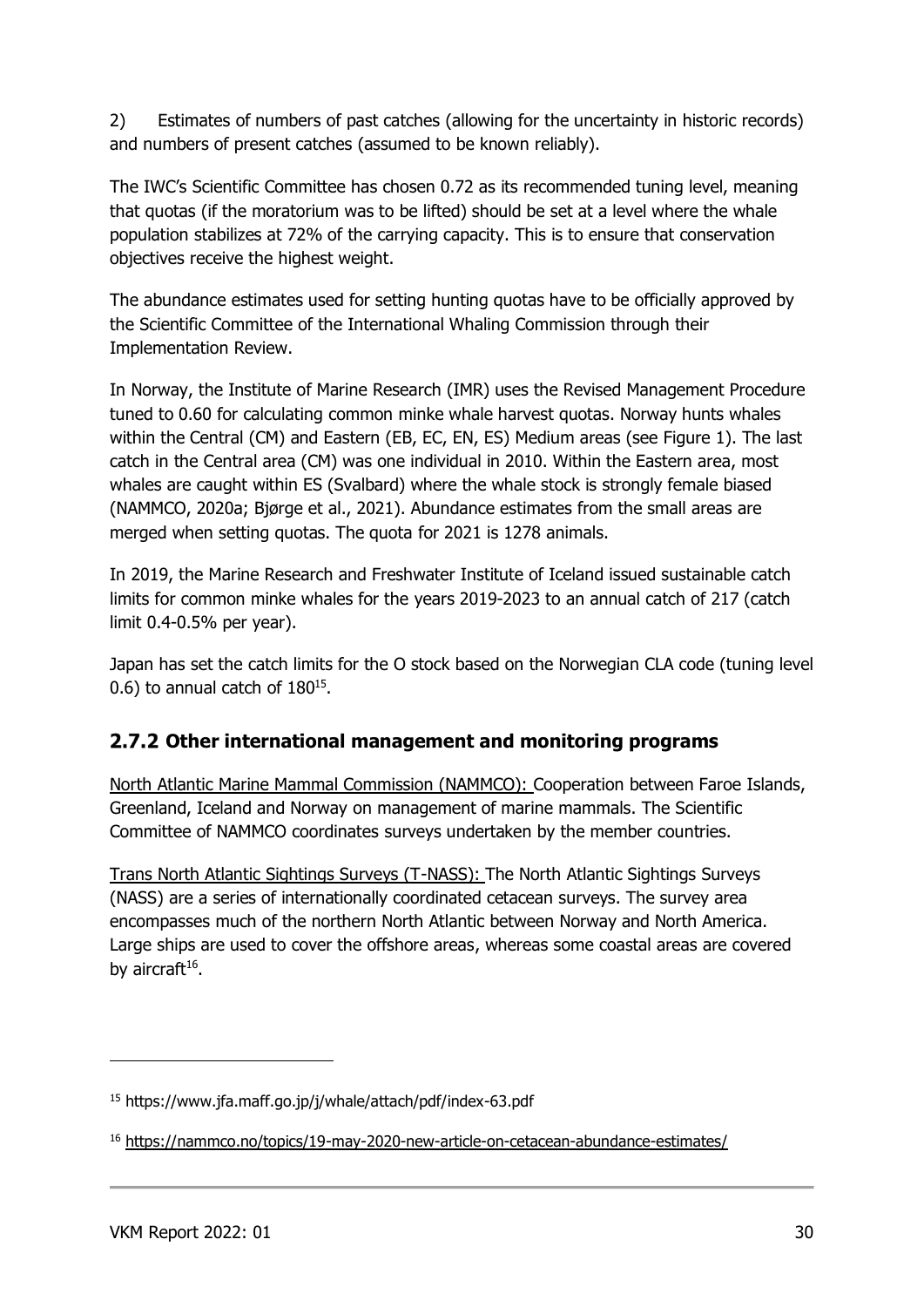2) Estimates of numbers of past catches (allowing for the uncertainty in historic records) and numbers of present catches (assumed to be known reliably).

The IWC's Scientific Committee has chosen 0.72 as its recommended tuning level, meaning that quotas (if the moratorium was to be lifted) should be set at a level where the whale population stabilizes at 72% of the carrying capacity. This is to ensure that conservation objectives receive the highest weight.

The abundance estimates used for setting hunting quotas have to be officially approved by the Scientific Committee of the International Whaling Commission through their Implementation Review.

In Norway, the Institute of Marine Research (IMR) uses the Revised Management Procedure tuned to 0.60 for calculating common minke whale harvest quotas. Norway hunts whales within the Central (CM) and Eastern (EB, EC, EN, ES) Medium areas (see Figure 1). The last catch in the Central area (CM) was one individual in 2010. Within the Eastern area, most whales are caught within ES (Svalbard) where the whale stock is strongly female biased (NAMMCO, 2020a; Bjørge et al., 2021). Abundance estimates from the small areas are merged when setting quotas. The quota for 2021 is 1278 animals.

In 2019, the Marine Research and Freshwater Institute of Iceland issued sustainable catch limits for common minke whales for the years 2019-2023 to an annual catch of 217 (catch limit 0.4-0.5% per year).

Japan has set the catch limits for the O stock based on the Norwegian CLA code (tuning level 0.6) to annual catch of 180[15].

### 2.7.2 Other international management and monitoring programs

North Atlantic Marine Mammal Commission (NAMMCO): Cooperation between Faroe Islands, Greenland, Iceland and Norway on management of marine mammals. The Scientific Committee of NAMMCO coordinates surveys undertaken by the member countries.

Trans North Atlantic Sightings Surveys (T-NASS): The North Atlantic Sightings Surveys (NASS) are a series of internationally coordinated cetacean surveys. The survey area encompasses much of the northern North Atlantic between Norway and North America. Large ships are used to cover the offshore areas, whereas some coastal areas are covered by aircraft[16].

---

[15] https://www.jfa.maff.go.jp/j/whale/attach/pdf/index-63.pdf

[16] https://nammco.no/topics/19-may-2020-new-article-on-cetacean-abundance-estimates/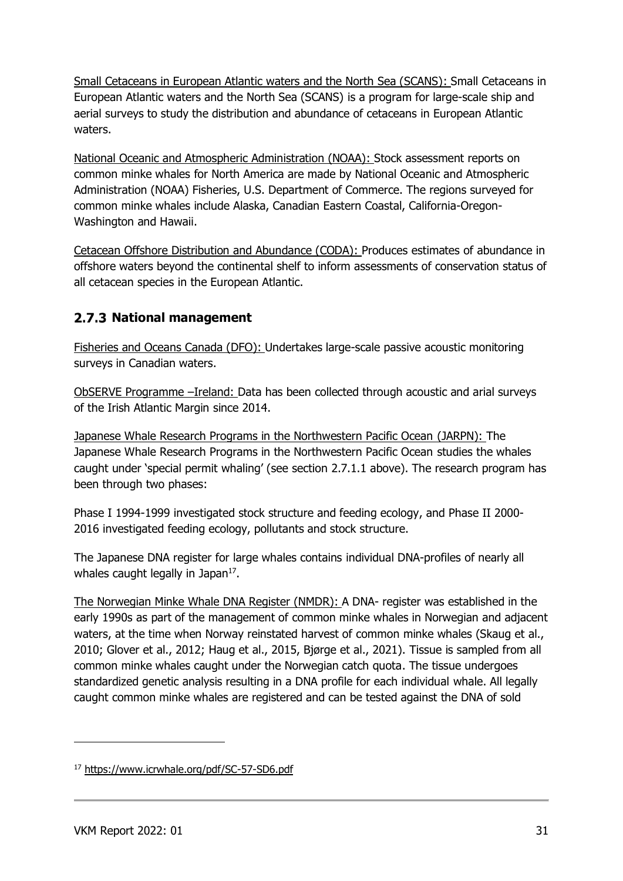Small Cetaceans in European Atlantic waters and the North Sea (SCANS): Small Cetaceans in European Atlantic waters and the North Sea (SCANS) is a program for large-scale ship and aerial surveys to study the distribution and abundance of cetaceans in European Atlantic waters.

National Oceanic and Atmospheric Administration (NOAA): Stock assessment reports on common minke whales for North America are made by National Oceanic and Atmospheric Administration (NOAA) Fisheries, U.S. Department of Commerce. The regions surveyed for common minke whales include Alaska, Canadian Eastern Coastal, California-Oregon-Washington and Hawaii.

Cetacean Offshore Distribution and Abundance (CODA): Produces estimates of abundance in offshore waters beyond the continental shelf to inform assessments of conservation status of all cetacean species in the European Atlantic.

### 2.7.3 National management

Fisheries and Oceans Canada (DFO): Undertakes large-scale passive acoustic monitoring surveys in Canadian waters.

ObSERVE Programme –Ireland: Data has been collected through acoustic and arial surveys of the Irish Atlantic Margin since 2014.

Japanese Whale Research Programs in the Northwestern Pacific Ocean (JARPN): The Japanese Whale Research Programs in the Northwestern Pacific Ocean studies the whales caught under 'special permit whaling' (see section 2.7.1.1 above). The research program has been through two phases:

Phase I 1994-1999 investigated stock structure and feeding ecology, and Phase II 2000-2016 investigated feeding ecology, pollutants and stock structure.

The Japanese DNA register for large whales contains individual DNA-profiles of nearly all whales caught legally in Japan[17].

The Norwegian Minke Whale DNA Register (NMDR): A DNA- register was established in the early 1990s as part of the management of common minke whales in Norwegian and adjacent waters, at the time when Norway reinstated harvest of common minke whales (Skaug et al., 2010; Glover et al., 2012; Haug et al., 2015, Bjørge et al., 2021). Tissue is sampled from all common minke whales caught under the Norwegian catch quota. The tissue undergoes standardized genetic analysis resulting in a DNA profile for each individual whale. All legally caught common minke whales are registered and can be tested against the DNA of sold

[17] https://www.icrwhale.org/pdf/SC-57-SD6.pdf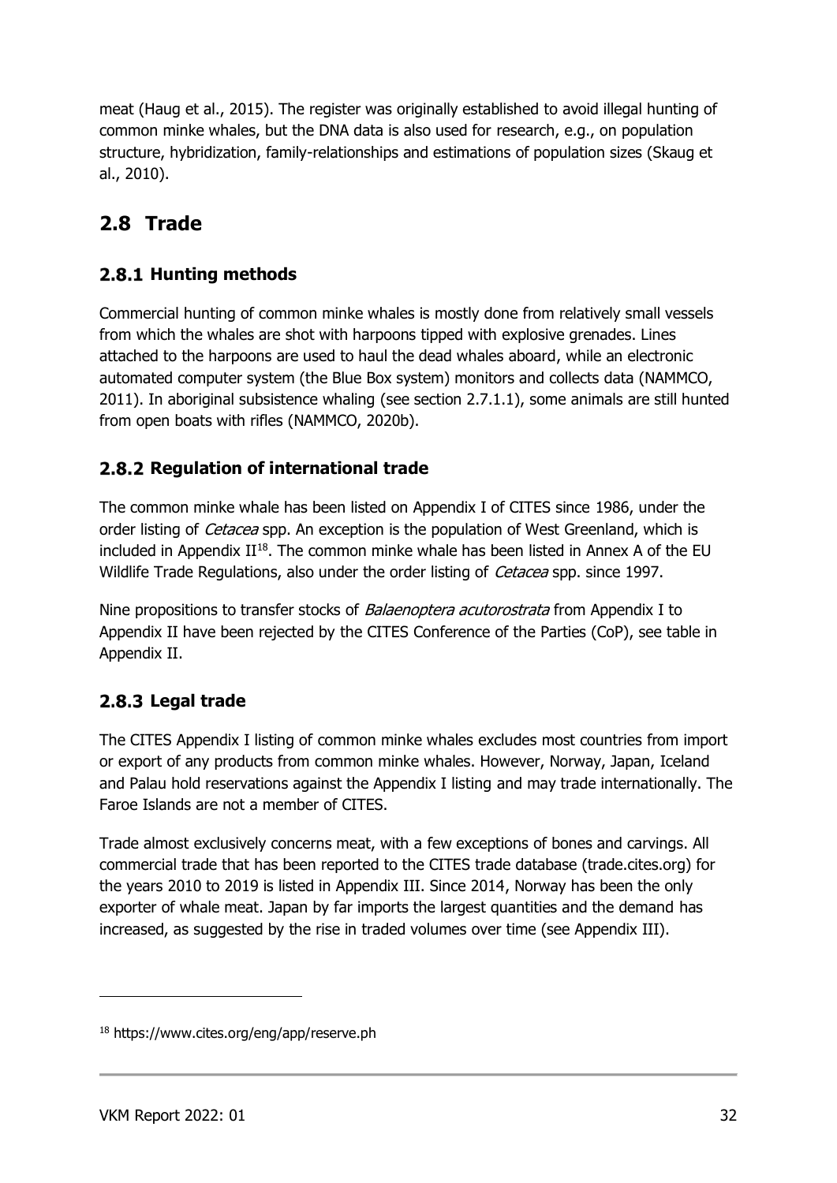meat (Haug et al., 2015). The register was originally established to avoid illegal hunting of common minke whales, but the DNA data is also used for research, e.g., on population structure, hybridization, family-relationships and estimations of population sizes (Skaug et al., 2010).

## 2.8 Trade

### 2.8.1 Hunting methods

Commercial hunting of common minke whales is mostly done from relatively small vessels from which the whales are shot with harpoons tipped with explosive grenades. Lines attached to the harpoons are used to haul the dead whales aboard, while an electronic automated computer system (the Blue Box system) monitors and collects data (NAMMCO, 2011). In aboriginal subsistence whaling (see section 2.7.1.1), some animals are still hunted from open boats with rifles (NAMMCO, 2020b).

### 2.8.2 Regulation of international trade

The common minke whale has been listed on Appendix I of CITES since 1986, under the order listing of *Cetacea* spp. An exception is the population of West Greenland, which is included in Appendix II[18]. The common minke whale has been listed in Annex A of the EU Wildlife Trade Regulations, also under the order listing of *Cetacea* spp. since 1997.

Nine propositions to transfer stocks of *Balaenoptera acutorostrata* from Appendix I to Appendix II have been rejected by the CITES Conference of the Parties (CoP), see table in Appendix II.

### 2.8.3 Legal trade

The CITES Appendix I listing of common minke whales excludes most countries from import or export of any products from common minke whales. However, Norway, Japan, Iceland and Palau hold reservations against the Appendix I listing and may trade internationally. The Faroe Islands are not a member of CITES.

Trade almost exclusively concerns meat, with a few exceptions of bones and carvings. All commercial trade that has been reported to the CITES trade database (trade.cites.org) for the years 2010 to 2019 is listed in Appendix III. Since 2014, Norway has been the only exporter of whale meat. Japan by far imports the largest quantities and the demand has increased, as suggested by the rise in traded volumes over time (see Appendix III).

---

[18] https://www.cites.org/eng/app/reserve.ph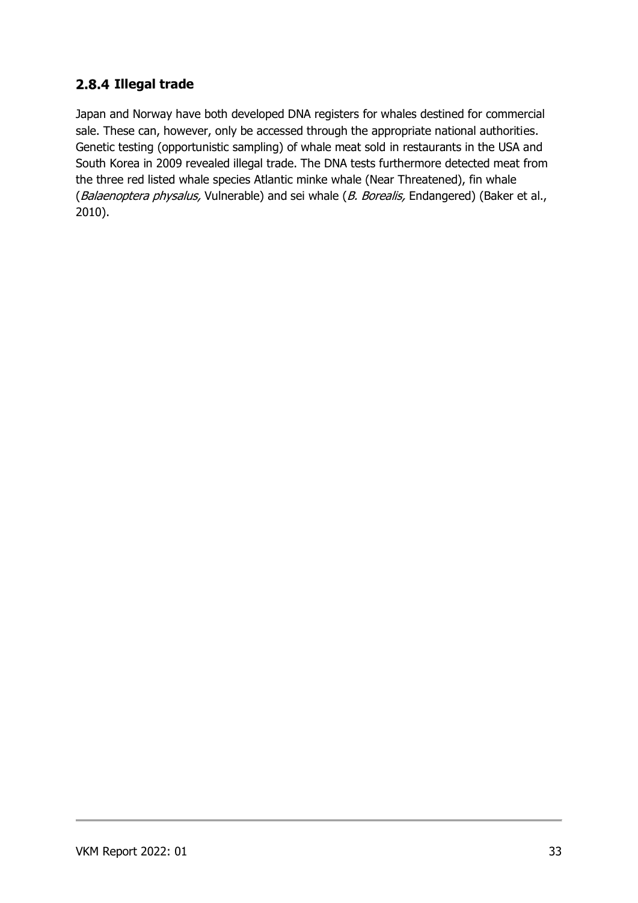### 2.8.4 Illegal trade

Japan and Norway have both developed DNA registers for whales destined for commercial sale. These can, however, only be accessed through the appropriate national authorities. Genetic testing (opportunistic sampling) of whale meat sold in restaurants in the USA and South Korea in 2009 revealed illegal trade. The DNA tests furthermore detected meat from the three red listed whale species Atlantic minke whale (Near Threatened), fin whale (*Balaenoptera physalus,* Vulnerable) and sei whale (*B. Borealis,* Endangered) (Baker et al., 2010).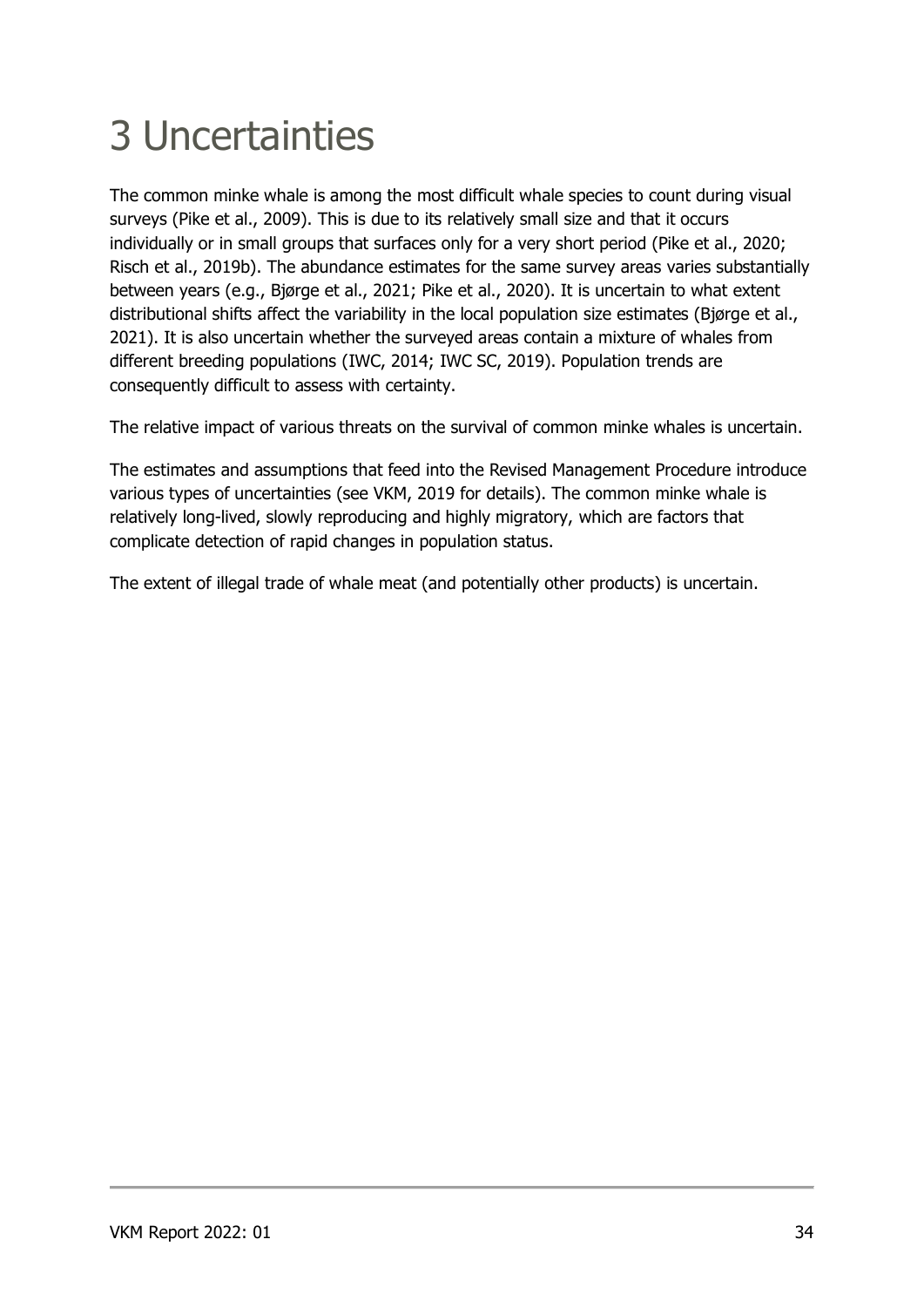# 3 Uncertainties

The common minke whale is among the most difficult whale species to count during visual surveys (Pike et al., 2009). This is due to its relatively small size and that it occurs individually or in small groups that surfaces only for a very short period (Pike et al., 2020; Risch et al., 2019b). The abundance estimates for the same survey areas varies substantially between years (e.g., Bjørge et al., 2021; Pike et al., 2020). It is uncertain to what extent distributional shifts affect the variability in the local population size estimates (Bjørge et al., 2021). It is also uncertain whether the surveyed areas contain a mixture of whales from different breeding populations (IWC, 2014; IWC SC, 2019). Population trends are consequently difficult to assess with certainty.

The relative impact of various threats on the survival of common minke whales is uncertain.

The estimates and assumptions that feed into the Revised Management Procedure introduce various types of uncertainties (see VKM, 2019 for details). The common minke whale is relatively long-lived, slowly reproducing and highly migratory, which are factors that complicate detection of rapid changes in population status.

The extent of illegal trade of whale meat (and potentially other products) is uncertain.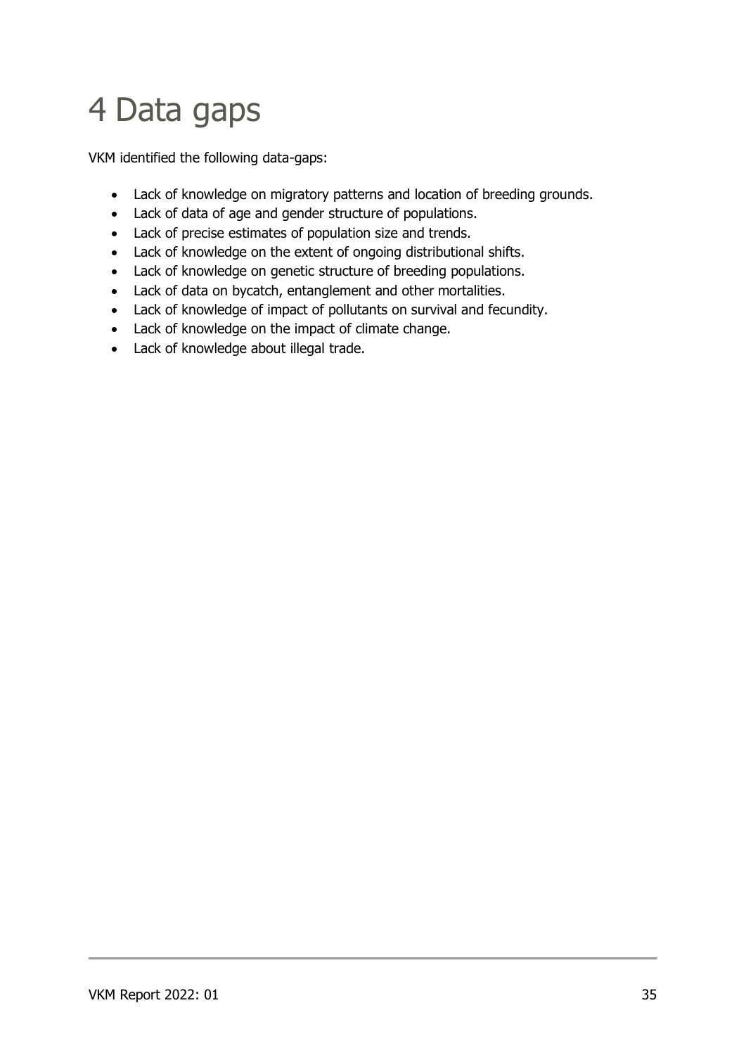# 4 Data gaps

VKM identified the following data-gaps:

- Lack of knowledge on migratory patterns and location of breeding grounds.
- Lack of data of age and gender structure of populations.
- Lack of precise estimates of population size and trends.
- Lack of knowledge on the extent of ongoing distributional shifts.
- Lack of knowledge on genetic structure of breeding populations.
- Lack of data on bycatch, entanglement and other mortalities.
- Lack of knowledge of impact of pollutants on survival and fecundity.
- Lack of knowledge on the impact of climate change.
- Lack of knowledge about illegal trade.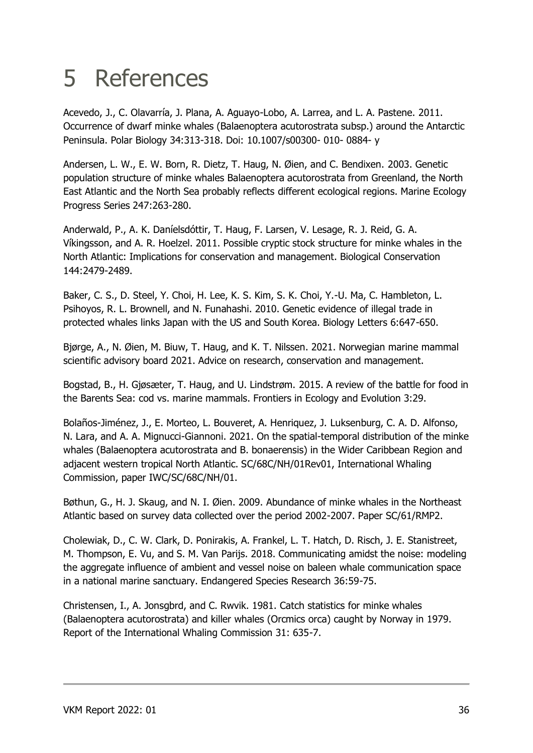# 5 References

Acevedo, J., C. Olavarría, J. Plana, A. Aguayo-Lobo, A. Larrea, and L. A. Pastene. 2011. Occurrence of dwarf minke whales (Balaenoptera acutorostrata subsp.) around the Antarctic Peninsula. Polar Biology 34:313-318. Doi: 10.1007/s00300- 010- 0884- y

Andersen, L. W., E. W. Born, R. Dietz, T. Haug, N. Øien, and C. Bendixen. 2003. Genetic population structure of minke whales Balaenoptera acutorostrata from Greenland, the North East Atlantic and the North Sea probably reflects different ecological regions. Marine Ecology Progress Series 247:263-280.

Anderwald, P., A. K. Daníelsdóttir, T. Haug, F. Larsen, V. Lesage, R. J. Reid, G. A. Víkingsson, and A. R. Hoelzel. 2011. Possible cryptic stock structure for minke whales in the North Atlantic: Implications for conservation and management. Biological Conservation 144:2479-2489.

Baker, C. S., D. Steel, Y. Choi, H. Lee, K. S. Kim, S. K. Choi, Y.-U. Ma, C. Hambleton, L. Psihoyos, R. L. Brownell, and N. Funahashi. 2010. Genetic evidence of illegal trade in protected whales links Japan with the US and South Korea. Biology Letters 6:647-650.

Bjørge, A., N. Øien, M. Biuw, T. Haug, and K. T. Nilssen. 2021. Norwegian marine mammal scientific advisory board 2021. Advice on research, conservation and management.

Bogstad, B., H. Gjøsæter, T. Haug, and U. Lindstrøm. 2015. A review of the battle for food in the Barents Sea: cod vs. marine mammals. Frontiers in Ecology and Evolution 3:29.

Bolaños-Jiménez, J., E. Morteo, L. Bouveret, A. Henriquez, J. Luksenburg, C. A. D. Alfonso, N. Lara, and A. A. Mignucci-Giannoni. 2021. On the spatial-temporal distribution of the minke whales (Balaenoptera acutorostrata and B. bonaerensis) in the Wider Caribbean Region and adjacent western tropical North Atlantic. SC/68C/NH/01Rev01, International Whaling Commission, paper IWC/SC/68C/NH/01.

Bøthun, G., H. J. Skaug, and N. I. Øien. 2009. Abundance of minke whales in the Northeast Atlantic based on survey data collected over the period 2002-2007. Paper SC/61/RMP2.

Cholewiak, D., C. W. Clark, D. Ponirakis, A. Frankel, L. T. Hatch, D. Risch, J. E. Stanistreet, M. Thompson, E. Vu, and S. M. Van Parijs. 2018. Communicating amidst the noise: modeling the aggregate influence of ambient and vessel noise on baleen whale communication space in a national marine sanctuary. Endangered Species Research 36:59-75.

Christensen, I., A. Jonsgbrd, and C. Rwvik. 1981. Catch statistics for minke whales (Balaenoptera acutorostrata) and killer whales (Orcmics orca) caught by Norway in 1979. Report of the International Whaling Commission 31: 635-7.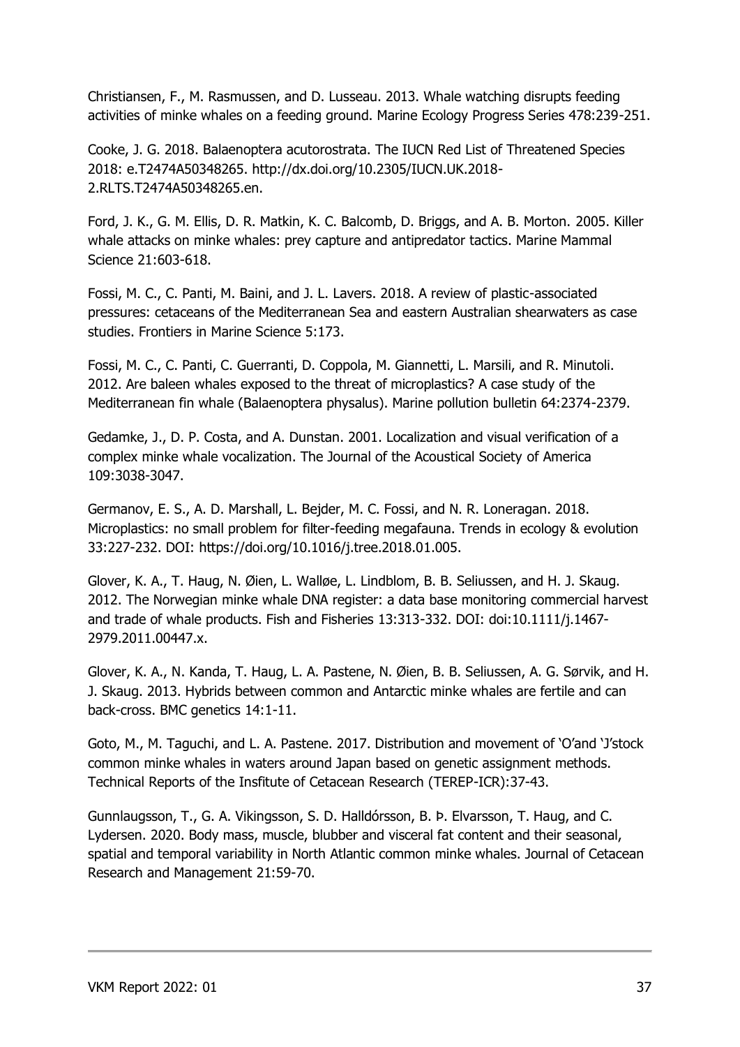Christiansen, F., M. Rasmussen, and D. Lusseau. 2013. Whale watching disrupts feeding activities of minke whales on a feeding ground. Marine Ecology Progress Series 478:239-251.

Cooke, J. G. 2018. Balaenoptera acutorostrata. The IUCN Red List of Threatened Species 2018: e.T2474A50348265. http://dx.doi.org/10.2305/IUCN.UK.2018-2.RLTS.T2474A50348265.en.

Ford, J. K., G. M. Ellis, D. R. Matkin, K. C. Balcomb, D. Briggs, and A. B. Morton. 2005. Killer whale attacks on minke whales: prey capture and antipredator tactics. Marine Mammal Science 21:603-618.

Fossi, M. C., C. Panti, M. Baini, and J. L. Lavers. 2018. A review of plastic-associated pressures: cetaceans of the Mediterranean Sea and eastern Australian shearwaters as case studies. Frontiers in Marine Science 5:173.

Fossi, M. C., C. Panti, C. Guerranti, D. Coppola, M. Giannetti, L. Marsili, and R. Minutoli. 2012. Are baleen whales exposed to the threat of microplastics? A case study of the Mediterranean fin whale (Balaenoptera physalus). Marine pollution bulletin 64:2374-2379.

Gedamke, J., D. P. Costa, and A. Dunstan. 2001. Localization and visual verification of a complex minke whale vocalization. The Journal of the Acoustical Society of America 109:3038-3047.

Germanov, E. S., A. D. Marshall, L. Bejder, M. C. Fossi, and N. R. Loneragan. 2018. Microplastics: no small problem for filter-feeding megafauna. Trends in ecology & evolution 33:227-232. DOI: https://doi.org/10.1016/j.tree.2018.01.005.

Glover, K. A., T. Haug, N. Øien, L. Walløe, L. Lindblom, B. B. Seliussen, and H. J. Skaug. 2012. The Norwegian minke whale DNA register: a data base monitoring commercial harvest and trade of whale products. Fish and Fisheries 13:313-332. DOI: doi:10.1111/j.1467-2979.2011.00447.x.

Glover, K. A., N. Kanda, T. Haug, L. A. Pastene, N. Øien, B. B. Seliussen, A. G. Sørvik, and H. J. Skaug. 2013. Hybrids between common and Antarctic minke whales are fertile and can back-cross. BMC genetics 14:1-11.

Goto, M., M. Taguchi, and L. A. Pastene. 2017. Distribution and movement of 'O'and 'J'stock common minke whales in waters around Japan based on genetic assignment methods. Technical Reports of the Insfitute of Cetacean Research (TEREP-ICR):37-43.

Gunnlaugsson, T., G. A. Vikingsson, S. D. Halldórsson, B. Þ. Elvarsson, T. Haug, and C. Lydersen. 2020. Body mass, muscle, blubber and visceral fat content and their seasonal, spatial and temporal variability in North Atlantic common minke whales. Journal of Cetacean Research and Management 21:59-70.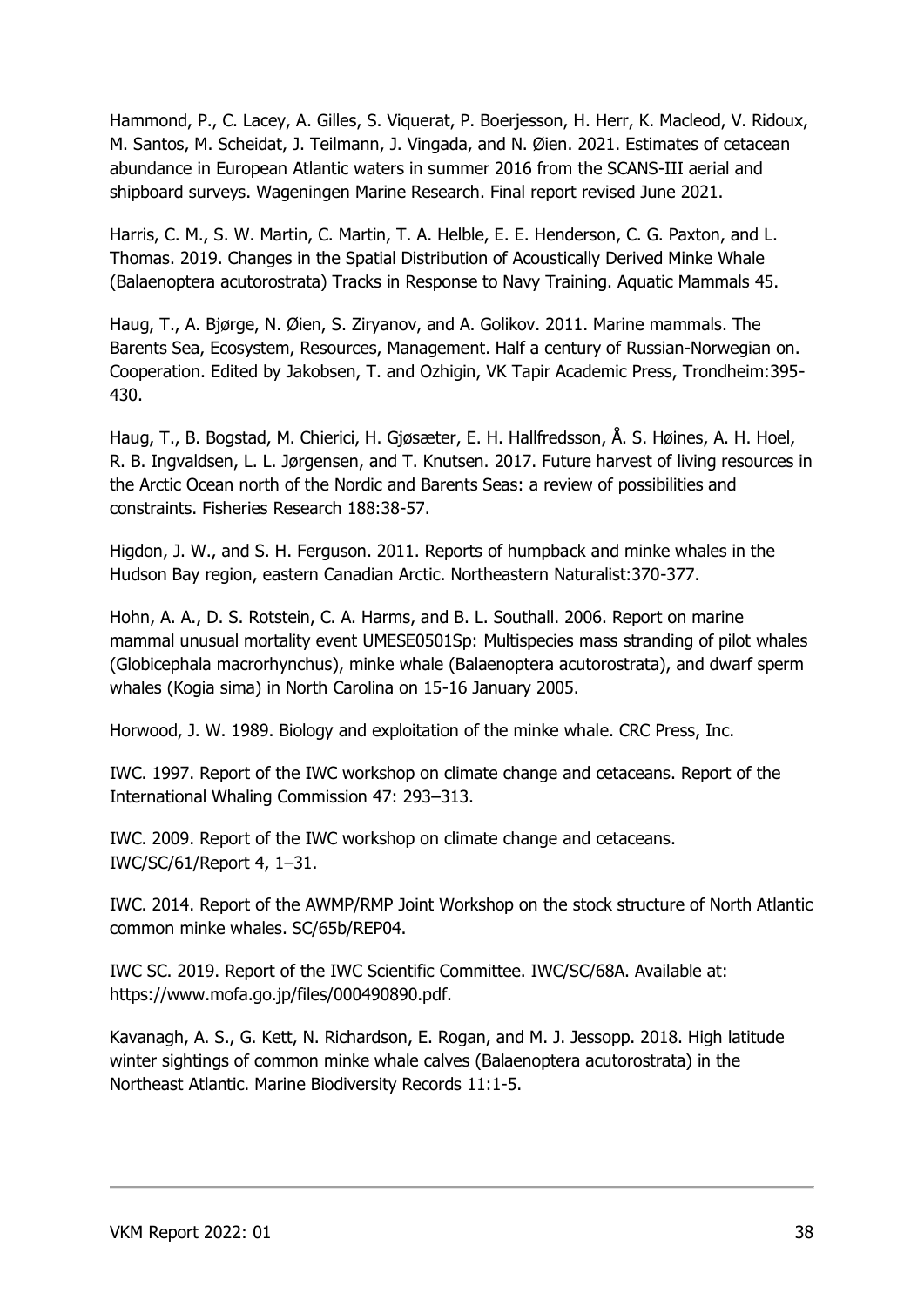Hammond, P., C. Lacey, A. Gilles, S. Viquerat, P. Boerjesson, H. Herr, K. Macleod, V. Ridoux, M. Santos, M. Scheidat, J. Teilmann, J. Vingada, and N. Øien. 2021. Estimates of cetacean abundance in European Atlantic waters in summer 2016 from the SCANS-III aerial and shipboard surveys. Wageningen Marine Research. Final report revised June 2021.

Harris, C. M., S. W. Martin, C. Martin, T. A. Helble, E. E. Henderson, C. G. Paxton, and L. Thomas. 2019. Changes in the Spatial Distribution of Acoustically Derived Minke Whale (Balaenoptera acutorostrata) Tracks in Response to Navy Training. Aquatic Mammals 45.

Haug, T., A. Bjørge, N. Øien, S. Ziryanov, and A. Golikov. 2011. Marine mammals. The Barents Sea, Ecosystem, Resources, Management. Half a century of Russian-Norwegian on. Cooperation. Edited by Jakobsen, T. and Ozhigin, VK Tapir Academic Press, Trondheim:395-430.

Haug, T., B. Bogstad, M. Chierici, H. Gjøsæter, E. H. Hallfredsson, Å. S. Høines, A. H. Hoel, R. B. Ingvaldsen, L. L. Jørgensen, and T. Knutsen. 2017. Future harvest of living resources in the Arctic Ocean north of the Nordic and Barents Seas: a review of possibilities and constraints. Fisheries Research 188:38-57.

Higdon, J. W., and S. H. Ferguson. 2011. Reports of humpback and minke whales in the Hudson Bay region, eastern Canadian Arctic. Northeastern Naturalist:370-377.

Hohn, A. A., D. S. Rotstein, C. A. Harms, and B. L. Southall. 2006. Report on marine mammal unusual mortality event UMESE0501Sp: Multispecies mass stranding of pilot whales (Globicephala macrorhynchus), minke whale (Balaenoptera acutorostrata), and dwarf sperm whales (Kogia sima) in North Carolina on 15-16 January 2005.

Horwood, J. W. 1989. Biology and exploitation of the minke whale. CRC Press, Inc.

IWC. 1997. Report of the IWC workshop on climate change and cetaceans. Report of the International Whaling Commission 47: 293–313.

IWC. 2009. Report of the IWC workshop on climate change and cetaceans. IWC/SC/61/Report 4, 1–31.

IWC. 2014. Report of the AWMP/RMP Joint Workshop on the stock structure of North Atlantic common minke whales. SC/65b/REP04.

IWC SC. 2019. Report of the IWC Scientific Committee. IWC/SC/68A. Available at: https://www.mofa.go.jp/files/000490890.pdf.

Kavanagh, A. S., G. Kett, N. Richardson, E. Rogan, and M. J. Jessopp. 2018. High latitude winter sightings of common minke whale calves (Balaenoptera acutorostrata) in the Northeast Atlantic. Marine Biodiversity Records 11:1-5.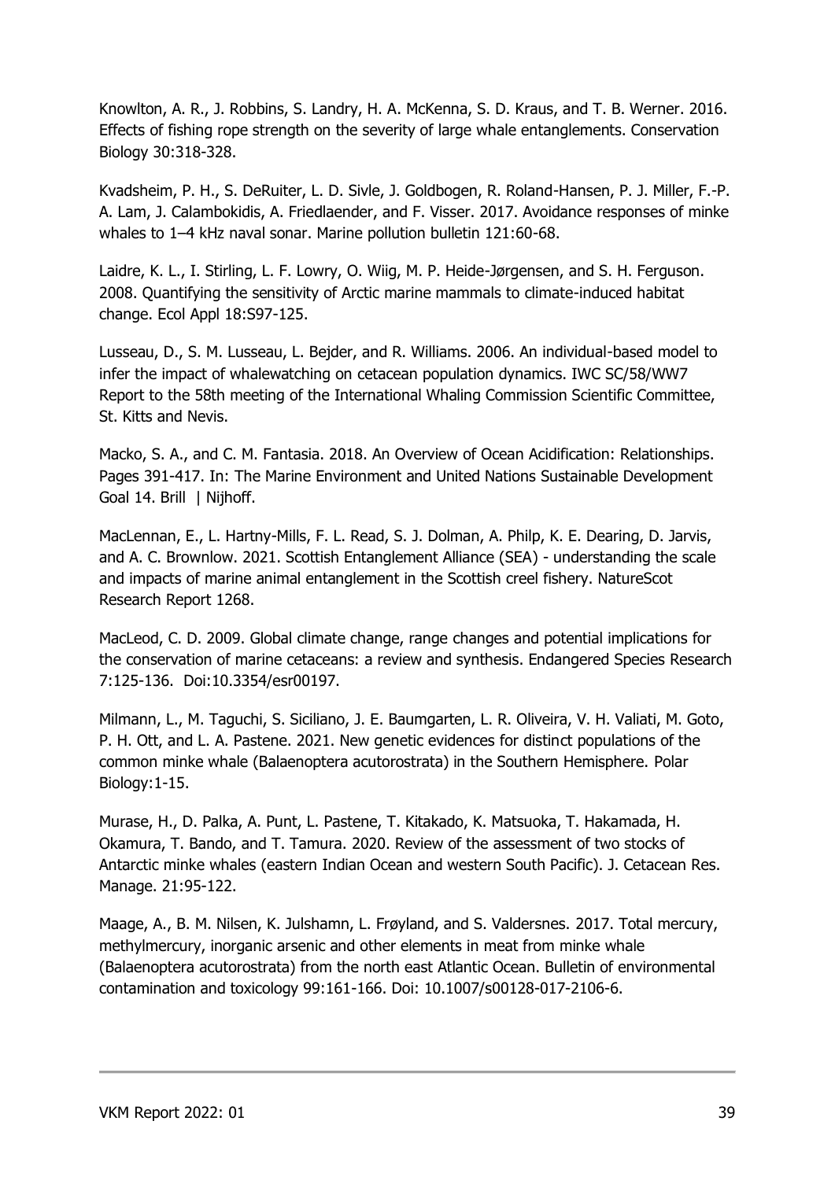Knowlton, A. R., J. Robbins, S. Landry, H. A. McKenna, S. D. Kraus, and T. B. Werner. 2016. Effects of fishing rope strength on the severity of large whale entanglements. Conservation Biology 30:318-328.

Kvadsheim, P. H., S. DeRuiter, L. D. Sivle, J. Goldbogen, R. Roland-Hansen, P. J. Miller, F.-P. A. Lam, J. Calambokidis, A. Friedlaender, and F. Visser. 2017. Avoidance responses of minke whales to 1–4 kHz naval sonar. Marine pollution bulletin 121:60-68.

Laidre, K. L., I. Stirling, L. F. Lowry, O. Wiig, M. P. Heide-Jørgensen, and S. H. Ferguson. 2008. Quantifying the sensitivity of Arctic marine mammals to climate-induced habitat change. Ecol Appl 18:S97-125.

Lusseau, D., S. M. Lusseau, L. Bejder, and R. Williams. 2006. An individual-based model to infer the impact of whalewatching on cetacean population dynamics. IWC SC/58/WW7 Report to the 58th meeting of the International Whaling Commission Scientific Committee, St. Kitts and Nevis.

Macko, S. A., and C. M. Fantasia. 2018. An Overview of Ocean Acidification: Relationships. Pages 391-417. In: The Marine Environment and United Nations Sustainable Development Goal 14. Brill | Nijhoff.

MacLennan, E., L. Hartny-Mills, F. L. Read, S. J. Dolman, A. Philp, K. E. Dearing, D. Jarvis, and A. C. Brownlow. 2021. Scottish Entanglement Alliance (SEA) - understanding the scale and impacts of marine animal entanglement in the Scottish creel fishery. NatureScot Research Report 1268.

MacLeod, C. D. 2009. Global climate change, range changes and potential implications for the conservation of marine cetaceans: a review and synthesis. Endangered Species Research 7:125-136. Doi:10.3354/esr00197.

Milmann, L., M. Taguchi, S. Siciliano, J. E. Baumgarten, L. R. Oliveira, V. H. Valiati, M. Goto, P. H. Ott, and L. A. Pastene. 2021. New genetic evidences for distinct populations of the common minke whale (Balaenoptera acutorostrata) in the Southern Hemisphere. Polar Biology:1-15.

Murase, H., D. Palka, A. Punt, L. Pastene, T. Kitakado, K. Matsuoka, T. Hakamada, H. Okamura, T. Bando, and T. Tamura. 2020. Review of the assessment of two stocks of Antarctic minke whales (eastern Indian Ocean and western South Pacific). J. Cetacean Res. Manage. 21:95-122.

Maage, A., B. M. Nilsen, K. Julshamn, L. Frøyland, and S. Valdersnes. 2017. Total mercury, methylmercury, inorganic arsenic and other elements in meat from minke whale (Balaenoptera acutorostrata) from the north east Atlantic Ocean. Bulletin of environmental contamination and toxicology 99:161-166. Doi: 10.1007/s00128-017-2106-6.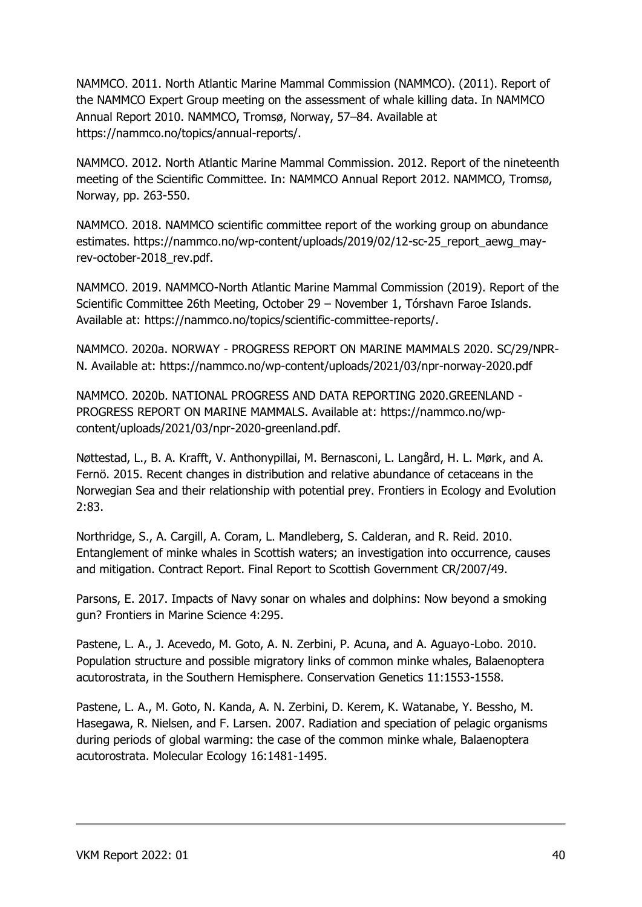NAMMCO. 2011. North Atlantic Marine Mammal Commission (NAMMCO). (2011). Report of the NAMMCO Expert Group meeting on the assessment of whale killing data. In NAMMCO Annual Report 2010. NAMMCO, Tromsø, Norway, 57–84. Available at https://nammco.no/topics/annual-reports/.

NAMMCO. 2012. North Atlantic Marine Mammal Commission. 2012. Report of the nineteenth meeting of the Scientific Committee. In: NAMMCO Annual Report 2012. NAMMCO, Tromsø, Norway, pp. 263-550.

NAMMCO. 2018. NAMMCO scientific committee report of the working group on abundance estimates. https://nammco.no/wp-content/uploads/2019/02/12-sc-25_report_aewg_may-rev-october-2018_rev.pdf.

NAMMCO. 2019. NAMMCO-North Atlantic Marine Mammal Commission (2019). Report of the Scientific Committee 26th Meeting, October 29 – November 1, Tórshavn Faroe Islands. Available at: https://nammco.no/topics/scientific-committee-reports/.

NAMMCO. 2020a. NORWAY - PROGRESS REPORT ON MARINE MAMMALS 2020. SC/29/NPR-N. Available at: https://nammco.no/wp-content/uploads/2021/03/npr-norway-2020.pdf

NAMMCO. 2020b. NATIONAL PROGRESS AND DATA REPORTING 2020.GREENLAND - PROGRESS REPORT ON MARINE MAMMALS. Available at: https://nammco.no/wp-content/uploads/2021/03/npr-2020-greenland.pdf.

Nøttestad, L., B. A. Krafft, V. Anthonypillai, M. Bernasconi, L. Langård, H. L. Mørk, and A. Fernö. 2015. Recent changes in distribution and relative abundance of cetaceans in the Norwegian Sea and their relationship with potential prey. Frontiers in Ecology and Evolution 2:83.

Northridge, S., A. Cargill, A. Coram, L. Mandleberg, S. Calderan, and R. Reid. 2010. Entanglement of minke whales in Scottish waters; an investigation into occurrence, causes and mitigation. Contract Report. Final Report to Scottish Government CR/2007/49.

Parsons, E. 2017. Impacts of Navy sonar on whales and dolphins: Now beyond a smoking gun? Frontiers in Marine Science 4:295.

Pastene, L. A., J. Acevedo, M. Goto, A. N. Zerbini, P. Acuna, and A. Aguayo-Lobo. 2010. Population structure and possible migratory links of common minke whales, Balaenoptera acutorostrata, in the Southern Hemisphere. Conservation Genetics 11:1553-1558.

Pastene, L. A., M. Goto, N. Kanda, A. N. Zerbini, D. Kerem, K. Watanabe, Y. Bessho, M. Hasegawa, R. Nielsen, and F. Larsen. 2007. Radiation and speciation of pelagic organisms during periods of global warming: the case of the common minke whale, Balaenoptera acutorostrata. Molecular Ecology 16:1481-1495.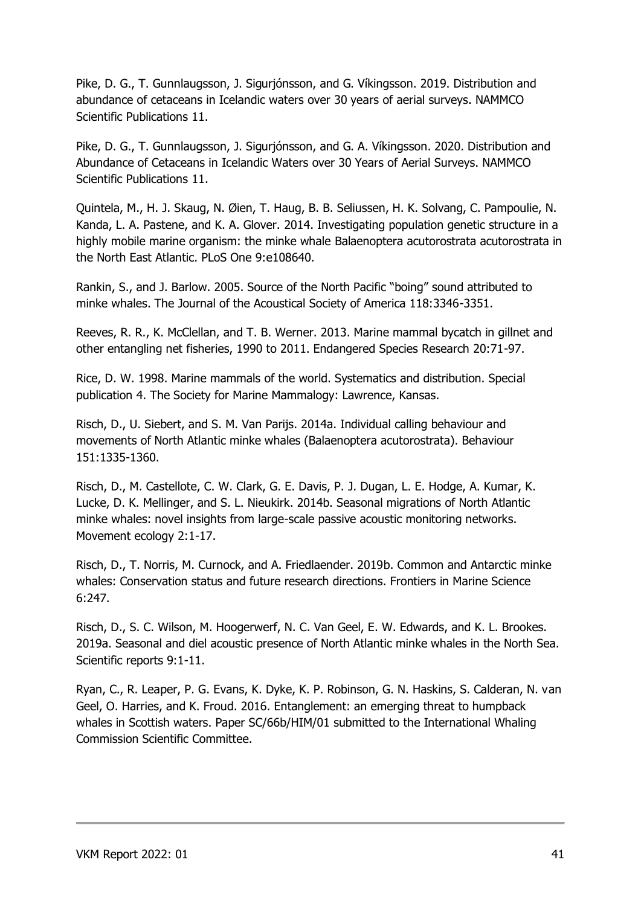Pike, D. G., T. Gunnlaugsson, J. Sigurjónsson, and G. Víkingsson. 2019. Distribution and abundance of cetaceans in Icelandic waters over 30 years of aerial surveys. NAMMCO Scientific Publications 11.

Pike, D. G., T. Gunnlaugsson, J. Sigurjónsson, and G. A. Víkingsson. 2020. Distribution and Abundance of Cetaceans in Icelandic Waters over 30 Years of Aerial Surveys. NAMMCO Scientific Publications 11.

Quintela, M., H. J. Skaug, N. Øien, T. Haug, B. B. Seliussen, H. K. Solvang, C. Pampoulie, N. Kanda, L. A. Pastene, and K. A. Glover. 2014. Investigating population genetic structure in a highly mobile marine organism: the minke whale Balaenoptera acutorostrata acutorostrata in the North East Atlantic. PLoS One 9:e108640.

Rankin, S., and J. Barlow. 2005. Source of the North Pacific "boing" sound attributed to minke whales. The Journal of the Acoustical Society of America 118:3346-3351.

Reeves, R. R., K. McClellan, and T. B. Werner. 2013. Marine mammal bycatch in gillnet and other entangling net fisheries, 1990 to 2011. Endangered Species Research 20:71-97.

Rice, D. W. 1998. Marine mammals of the world. Systematics and distribution. Special publication 4. The Society for Marine Mammalogy: Lawrence, Kansas.

Risch, D., U. Siebert, and S. M. Van Parijs. 2014a. Individual calling behaviour and movements of North Atlantic minke whales (Balaenoptera acutorostrata). Behaviour 151:1335-1360.

Risch, D., M. Castellote, C. W. Clark, G. E. Davis, P. J. Dugan, L. E. Hodge, A. Kumar, K. Lucke, D. K. Mellinger, and S. L. Nieukirk. 2014b. Seasonal migrations of North Atlantic minke whales: novel insights from large-scale passive acoustic monitoring networks. Movement ecology 2:1-17.

Risch, D., T. Norris, M. Curnock, and A. Friedlaender. 2019b. Common and Antarctic minke whales: Conservation status and future research directions. Frontiers in Marine Science 6:247.

Risch, D., S. C. Wilson, M. Hoogerwerf, N. C. Van Geel, E. W. Edwards, and K. L. Brookes. 2019a. Seasonal and diel acoustic presence of North Atlantic minke whales in the North Sea. Scientific reports 9:1-11.

Ryan, C., R. Leaper, P. G. Evans, K. Dyke, K. P. Robinson, G. N. Haskins, S. Calderan, N. van Geel, O. Harries, and K. Froud. 2016. Entanglement: an emerging threat to humpback whales in Scottish waters. Paper SC/66b/HIM/01 submitted to the International Whaling Commission Scientific Committee.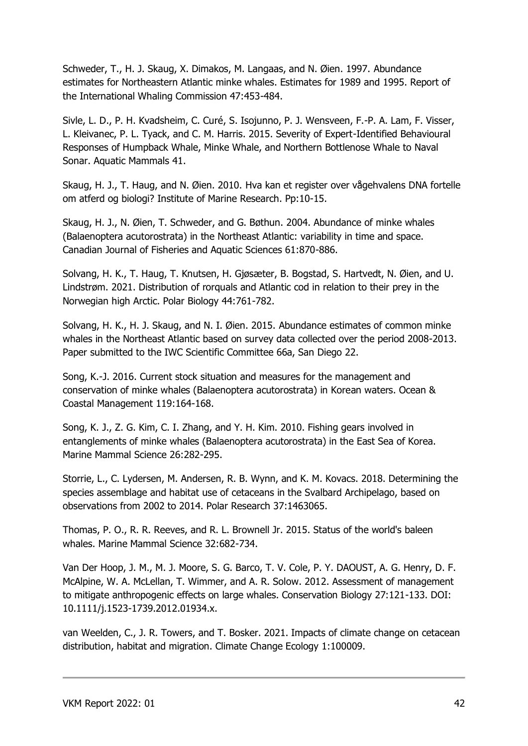Schweder, T., H. J. Skaug, X. Dimakos, M. Langaas, and N. Øien. 1997. Abundance estimates for Northeastern Atlantic minke whales. Estimates for 1989 and 1995. Report of the International Whaling Commission 47:453-484.

Sivle, L. D., P. H. Kvadsheim, C. Curé, S. Isojunno, P. J. Wensveen, F.-P. A. Lam, F. Visser, L. Kleivanec, P. L. Tyack, and C. M. Harris. 2015. Severity of Expert-Identified Behavioural Responses of Humpback Whale, Minke Whale, and Northern Bottlenose Whale to Naval Sonar. Aquatic Mammals 41.

Skaug, H. J., T. Haug, and N. Øien. 2010. Hva kan et register over vågehvalens DNA fortelle om atferd og biologi? Institute of Marine Research. Pp:10-15.

Skaug, H. J., N. Øien, T. Schweder, and G. Bøthun. 2004. Abundance of minke whales (Balaenoptera acutorostrata) in the Northeast Atlantic: variability in time and space. Canadian Journal of Fisheries and Aquatic Sciences 61:870-886.

Solvang, H. K., T. Haug, T. Knutsen, H. Gjøsæter, B. Bogstad, S. Hartvedt, N. Øien, and U. Lindstrøm. 2021. Distribution of rorquals and Atlantic cod in relation to their prey in the Norwegian high Arctic. Polar Biology 44:761-782.

Solvang, H. K., H. J. Skaug, and N. I. Øien. 2015. Abundance estimates of common minke whales in the Northeast Atlantic based on survey data collected over the period 2008-2013. Paper submitted to the IWC Scientific Committee 66a, San Diego 22.

Song, K.-J. 2016. Current stock situation and measures for the management and conservation of minke whales (Balaenoptera acutorostrata) in Korean waters. Ocean & Coastal Management 119:164-168.

Song, K. J., Z. G. Kim, C. I. Zhang, and Y. H. Kim. 2010. Fishing gears involved in entanglements of minke whales (Balaenoptera acutorostrata) in the East Sea of Korea. Marine Mammal Science 26:282-295.

Storrie, L., C. Lydersen, M. Andersen, R. B. Wynn, and K. M. Kovacs. 2018. Determining the species assemblage and habitat use of cetaceans in the Svalbard Archipelago, based on observations from 2002 to 2014. Polar Research 37:1463065.

Thomas, P. O., R. R. Reeves, and R. L. Brownell Jr. 2015. Status of the world's baleen whales. Marine Mammal Science 32:682-734.

Van Der Hoop, J. M., M. J. Moore, S. G. Barco, T. V. Cole, P. Y. DAOUST, A. G. Henry, D. F. McAlpine, W. A. McLellan, T. Wimmer, and A. R. Solow. 2012. Assessment of management to mitigate anthropogenic effects on large whales. Conservation Biology 27:121-133. DOI: 10.1111/j.1523-1739.2012.01934.x.

van Weelden, C., J. R. Towers, and T. Bosker. 2021. Impacts of climate change on cetacean distribution, habitat and migration. Climate Change Ecology 1:100009.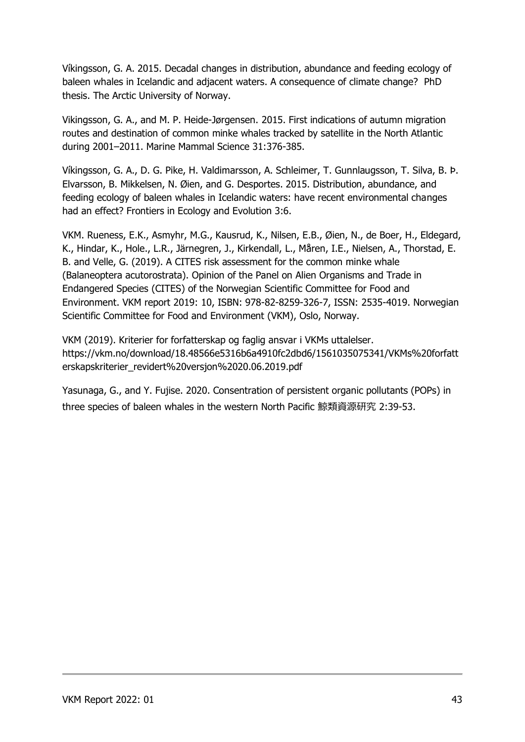Víkingsson, G. A. 2015. Decadal changes in distribution, abundance and feeding ecology of baleen whales in Icelandic and adjacent waters. A consequence of climate change? PhD thesis. The Arctic University of Norway.

Vikingsson, G. A., and M. P. Heide-Jørgensen. 2015. First indications of autumn migration routes and destination of common minke whales tracked by satellite in the North Atlantic during 2001–2011. Marine Mammal Science 31:376-385.

Víkingsson, G. A., D. G. Pike, H. Valdimarsson, A. Schleimer, T. Gunnlaugsson, T. Silva, B. Þ. Elvarsson, B. Mikkelsen, N. Øien, and G. Desportes. 2015. Distribution, abundance, and feeding ecology of baleen whales in Icelandic waters: have recent environmental changes had an effect? Frontiers in Ecology and Evolution 3:6.

VKM. Rueness, E.K., Asmyhr, M.G., Kausrud, K., Nilsen, E.B., Øien, N., de Boer, H., Eldegard, K., Hindar, K., Hole., L.R., Järnegren, J., Kirkendall, L., Måren, I.E., Nielsen, A., Thorstad, E. B. and Velle, G. (2019). A CITES risk assessment for the common minke whale (Balaneoptera acutorostrata). Opinion of the Panel on Alien Organisms and Trade in Endangered Species (CITES) of the Norwegian Scientific Committee for Food and Environment. VKM report 2019: 10, ISBN: 978-82-8259-326-7, ISSN: 2535-4019. Norwegian Scientific Committee for Food and Environment (VKM), Oslo, Norway.

VKM (2019). Kriterier for forfatterskap og faglig ansvar i VKMs uttalelser. https://vkm.no/download/18.48566e5316b6a4910fc2dbd6/1561035075341/VKMs%20forfatterskapskriterier_revidert%20versjon%2020.06.2019.pdf

Yasunaga, G., and Y. Fujise. 2020. Consentration of persistent organic pollutants (POPs) in three species of baleen whales in the western North Pacific 鯨類資源研究 2:39-53.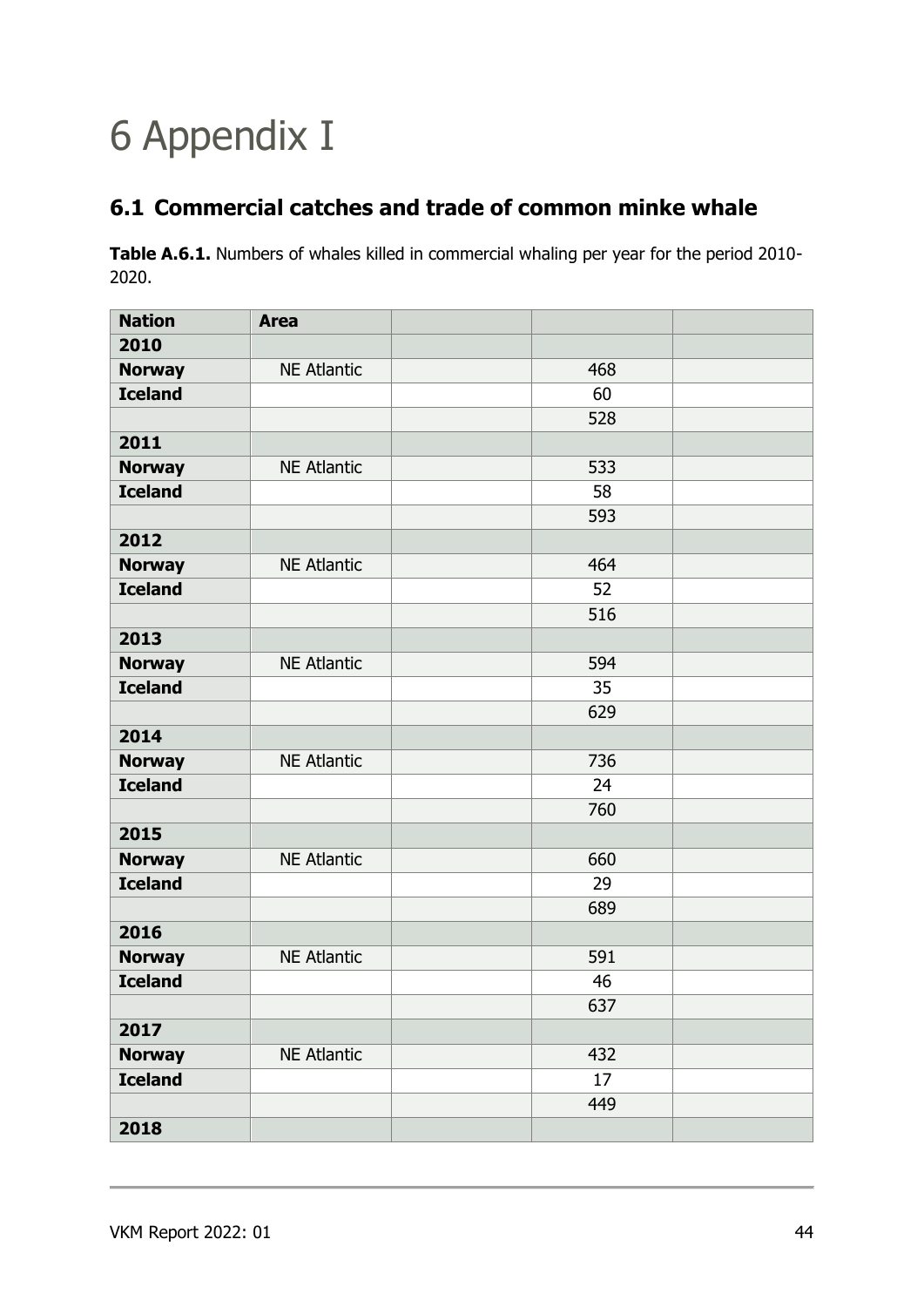# 6 Appendix I

## 6.1 Commercial catches and trade of common minke whale

**Table A.6.1.** Numbers of whales killed in commercial whaling per year for the period 2010-2020.

| Nation | Area | | | |
|---|---|---|---|---|
| **2010** | | | | |
| **Norway** | NE Atlantic | | 468 | |
| **Iceland** | | | 60 | |
| | | | 528 | |
| **2011** | | | | |
| **Norway** | NE Atlantic | | 533 | |
| **Iceland** | | | 58 | |
| | | | 593 | |
| **2012** | | | | |
| **Norway** | NE Atlantic | | 464 | |
| **Iceland** | | | 52 | |
| | | | 516 | |
| **2013** | | | | |
| **Norway** | NE Atlantic | | 594 | |
| **Iceland** | | | 35 | |
| | | | 629 | |
| **2014** | | | | |
| **Norway** | NE Atlantic | | 736 | |
| **Iceland** | | | 24 | |
| | | | 760 | |
| **2015** | | | | |
| **Norway** | NE Atlantic | | 660 | |
| **Iceland** | | | 29 | |
| | | | 689 | |
| **2016** | | | | |
| **Norway** | NE Atlantic | | 591 | |
| **Iceland** | | | 46 | |
| | | | 637 | |
| **2017** | | | | |
| **Norway** | NE Atlantic | | 432 | |
| **Iceland** | | | 17 | |
| | | | 449 | |
| **2018** | | | | |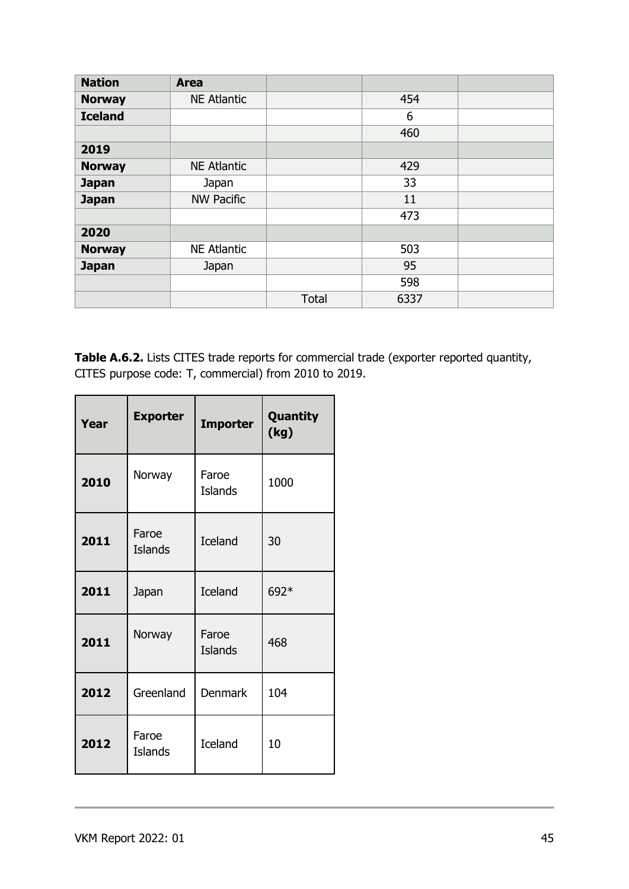| Nation | Area | | | |
|---|---|---|---|---|
| **Norway** | NE Atlantic | | 454 | |
| **Iceland** | | | 6 | |
| | | | 460 | |
| **2019** | | | | |
| **Norway** | NE Atlantic | | 429 | |
| **Japan** | Japan | | 33 | |
| **Japan** | NW Pacific | | 11 | |
| | | | 473 | |
| **2020** | | | | |
| **Norway** | NE Atlantic | | 503 | |
| **Japan** | Japan | | 95 | |
| | | | 598 | |
| | | Total | 6337 | |

**Table A.6.2.** Lists CITES trade reports for commercial trade (exporter reported quantity, CITES purpose code: T, commercial) from 2010 to 2019.

| Year | Exporter | Importer | Quantity (kg) |
|---|---|---|---|
| **2010** | Norway | Faroe Islands | 1000 |
| **2011** | Faroe Islands | Iceland | 30 |
| **2011** | Japan | Iceland | 692* |
| **2011** | Norway | Faroe Islands | 468 |
| **2012** | Greenland | Denmark | 104 |
| **2012** | Faroe Islands | Iceland | 10 |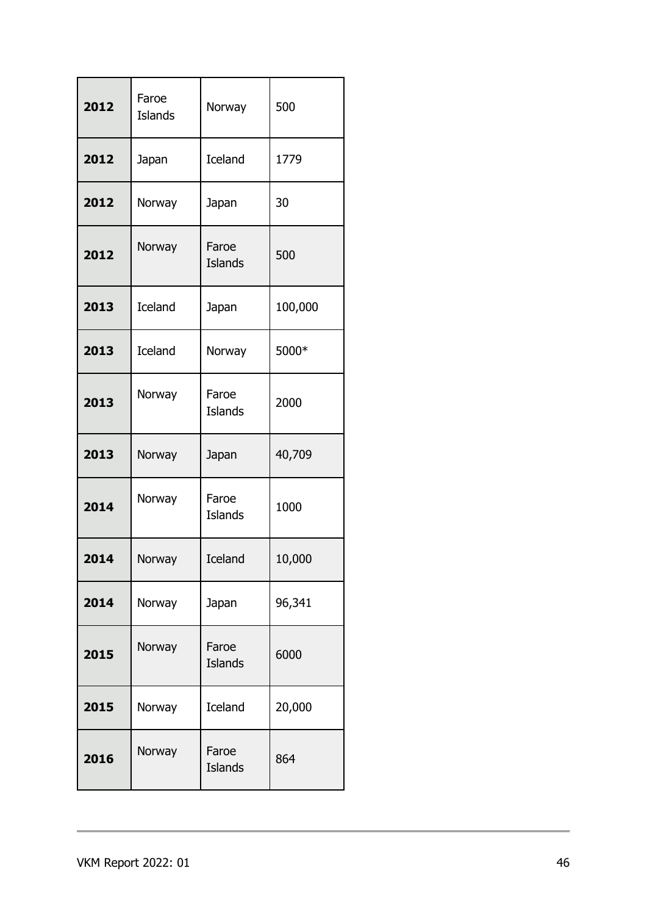| | | | |
|---|---|---|---|
| **2012** | Faroe Islands | Norway | 500 |
| **2012** | Japan | Iceland | 1779 |
| **2012** | Norway | Japan | 30 |
| **2012** | Norway | Faroe Islands | 500 |
| **2013** | Iceland | Japan | 100,000 |
| **2013** | Iceland | Norway | 5000* |
| **2013** | Norway | Faroe Islands | 2000 |
| **2013** | Norway | Japan | 40,709 |
| **2014** | Norway | Faroe Islands | 1000 |
| **2014** | Norway | Iceland | 10,000 |
| **2014** | Norway | Japan | 96,341 |
| **2015** | Norway | Faroe Islands | 6000 |
| **2015** | Norway | Iceland | 20,000 |
| **2016** | Norway | Faroe Islands | 864 |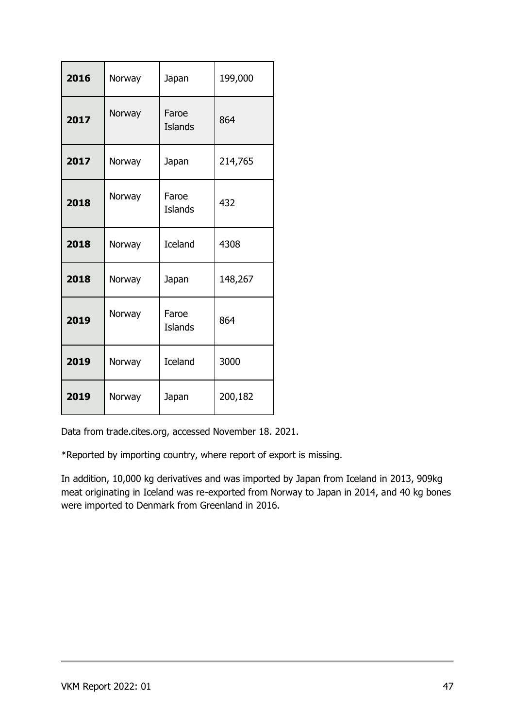| 2016 | Norway | Japan | 199,000 |
|---|---|---|---|
| 2017 | Norway | Faroe Islands | 864 |
| 2017 | Norway | Japan | 214,765 |
| 2018 | Norway | Faroe Islands | 432 |
| 2018 | Norway | Iceland | 4308 |
| 2018 | Norway | Japan | 148,267 |
| 2019 | Norway | Faroe Islands | 864 |
| 2019 | Norway | Iceland | 3000 |
| 2019 | Norway | Japan | 200,182 |

Data from trade.cites.org, accessed November 18. 2021.

*Reported by importing country, where report of export is missing.

In addition, 10,000 kg derivatives and was imported by Japan from Iceland in 2013, 909kg meat originating in Iceland was re-exported from Norway to Japan in 2014, and 40 kg bones were imported to Denmark from Greenland in 2016.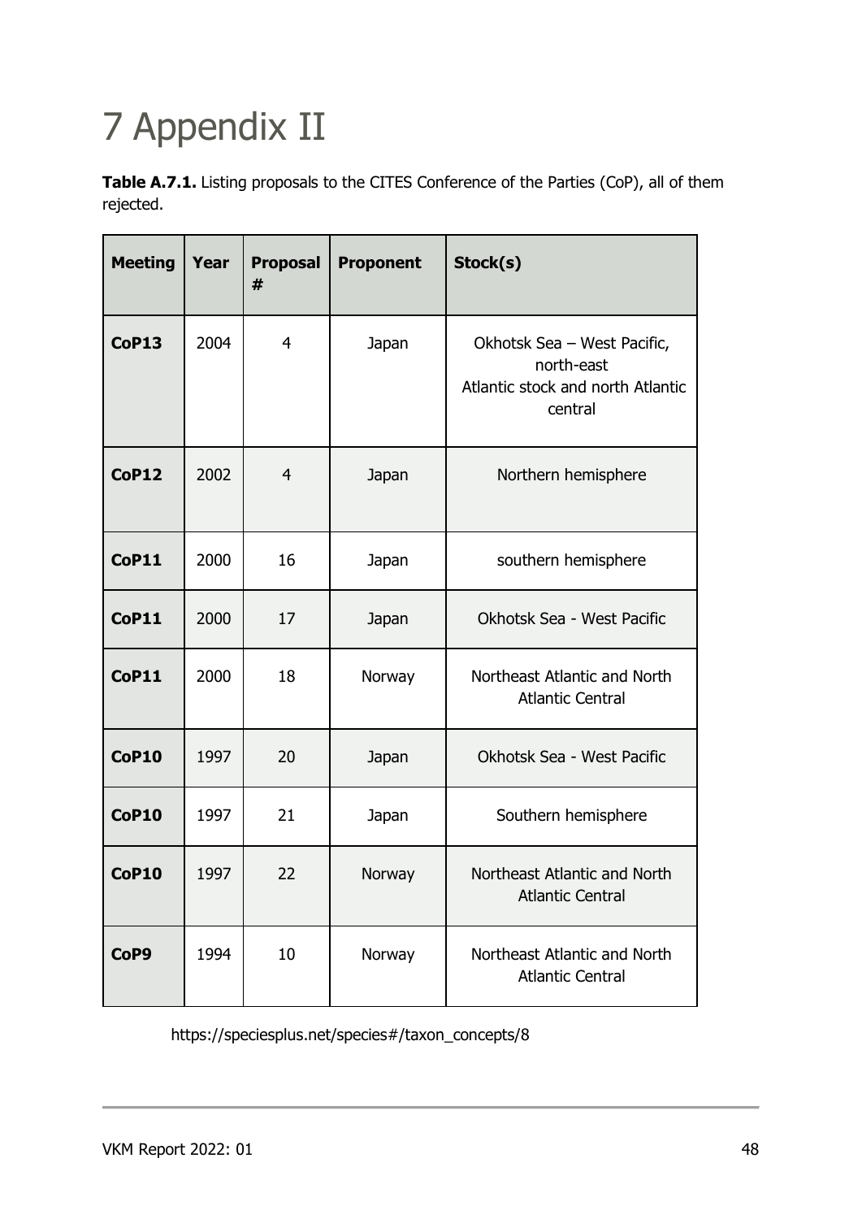# 7 Appendix II

**Table A.7.1.** Listing proposals to the CITES Conference of the Parties (CoP), all of them rejected.

| Meeting | Year | Proposal # | Proponent | Stock(s) |
|---|---|---|---|---|
| **CoP13** | 2004 | 4 | Japan | Okhotsk Sea – West Pacific, north-east Atlantic stock and north Atlantic central |
| **CoP12** | 2002 | 4 | Japan | Northern hemisphere |
| **CoP11** | 2000 | 16 | Japan | southern hemisphere |
| **CoP11** | 2000 | 17 | Japan | Okhotsk Sea - West Pacific |
| **CoP11** | 2000 | 18 | Norway | Northeast Atlantic and North Atlantic Central |
| **CoP10** | 1997 | 20 | Japan | Okhotsk Sea - West Pacific |
| **CoP10** | 1997 | 21 | Japan | Southern hemisphere |
| **CoP10** | 1997 | 22 | Norway | Northeast Atlantic and North Atlantic Central |
| **CoP9** | 1994 | 10 | Norway | Northeast Atlantic and North Atlantic Central |

https://speciesplus.net/species#/taxon_concepts/8